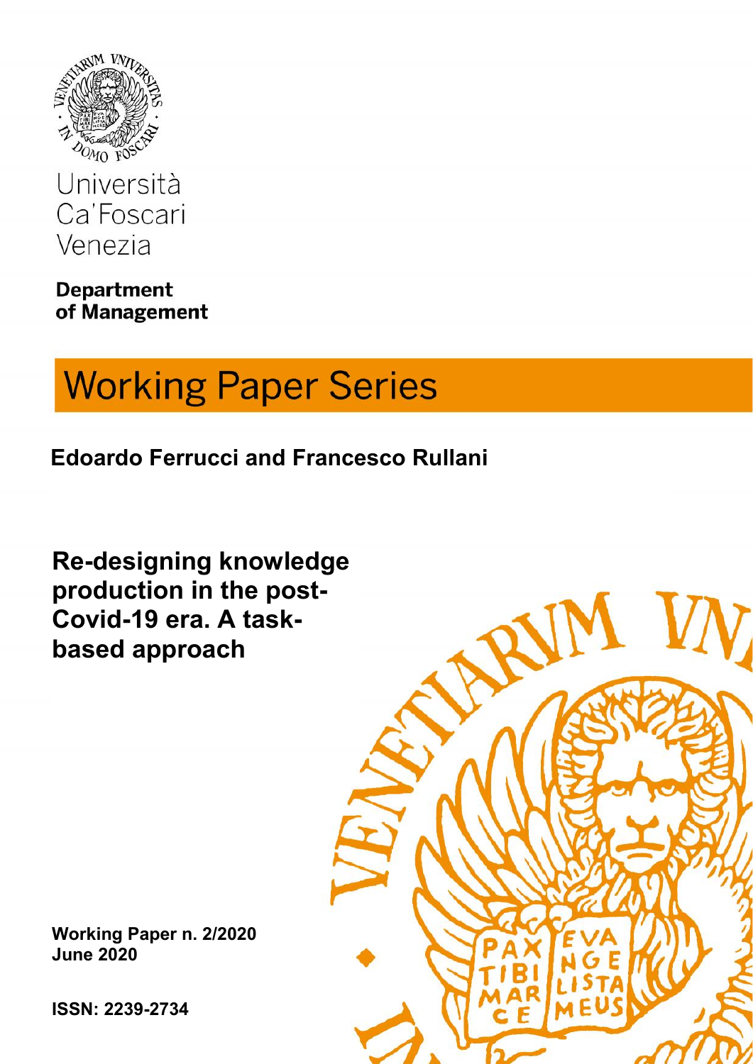Università Ca'Foscari Venezia

**Department of Management**

# Working Paper Series

**Edoardo Ferrucci and Francesco Rullani**

## Re-designing knowledge production in the post-Covid-19 era. A task-based approach

**Working Paper n. 2/2020**
**June 2020**

**ISSN: 2239-2734**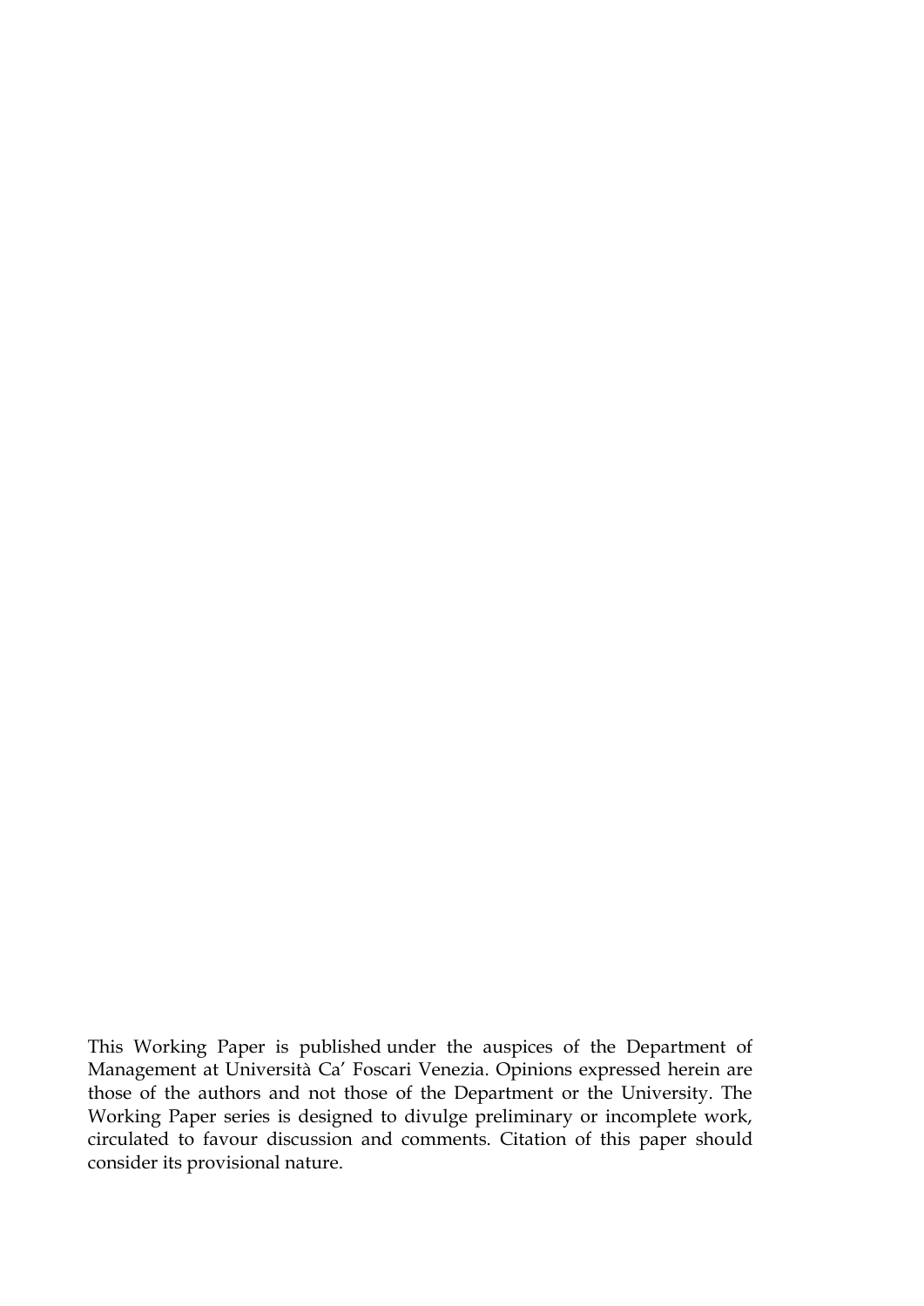This Working Paper is published under the auspices of the Department of Management at Università Ca' Foscari Venezia. Opinions expressed herein are those of the authors and not those of the Department or the University. The Working Paper series is designed to divulge preliminary or incomplete work, circulated to favour discussion and comments. Citation of this paper should consider its provisional nature.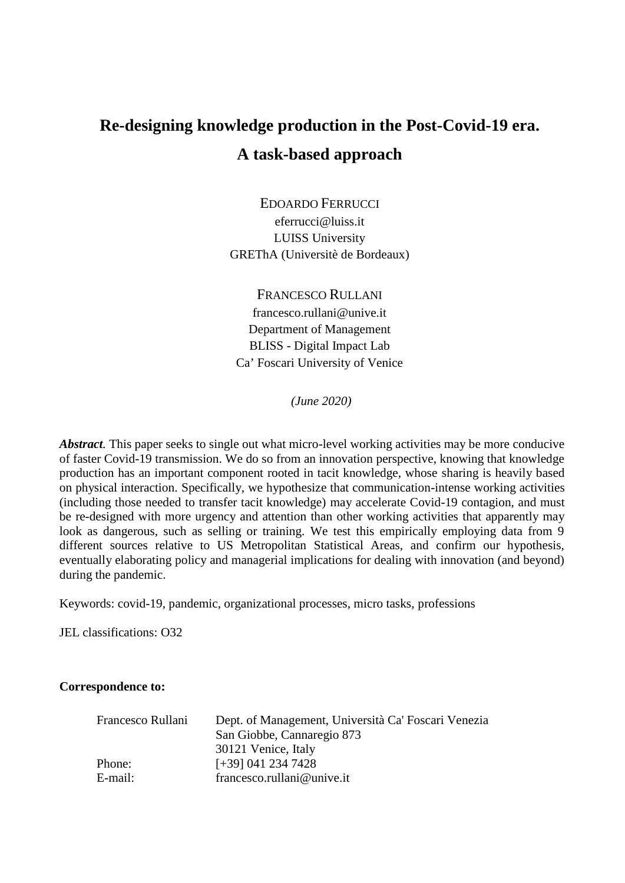# Re-designing knowledge production in the Post-Covid-19 era. A task-based approach

EDOARDO FERRUCCI
eferrucci@luiss.it
LUISS University
GREThA (Universitè de Bordeaux)

FRANCESCO RULLANI
francesco.rullani@unive.it
Department of Management
BLISS - Digital Impact Lab
Ca' Foscari University of Venice

*(June 2020)*

***Abstract.*** This paper seeks to single out what micro-level working activities may be more conducive of faster Covid-19 transmission. We do so from an innovation perspective, knowing that knowledge production has an important component rooted in tacit knowledge, whose sharing is heavily based on physical interaction. Specifically, we hypothesize that communication-intense working activities (including those needed to transfer tacit knowledge) may accelerate Covid-19 contagion, and must be re-designed with more urgency and attention than other working activities that apparently may look as dangerous, such as selling or training. We test this empirically employing data from 9 different sources relative to US Metropolitan Statistical Areas, and confirm our hypothesis, eventually elaborating policy and managerial implications for dealing with innovation (and beyond) during the pandemic.

Keywords: covid-19, pandemic, organizational processes, micro tasks, professions

JEL classifications: O32

**Correspondence to:**

| | |
|---|---|
| Francesco Rullani | Dept. of Management, Università Ca' Foscari Venezia |
| | San Giobbe, Cannaregio 873 |
| | 30121 Venice, Italy |
| Phone: | [+39] 041 234 7428 |
| E-mail: | francesco.rullani@unive.it |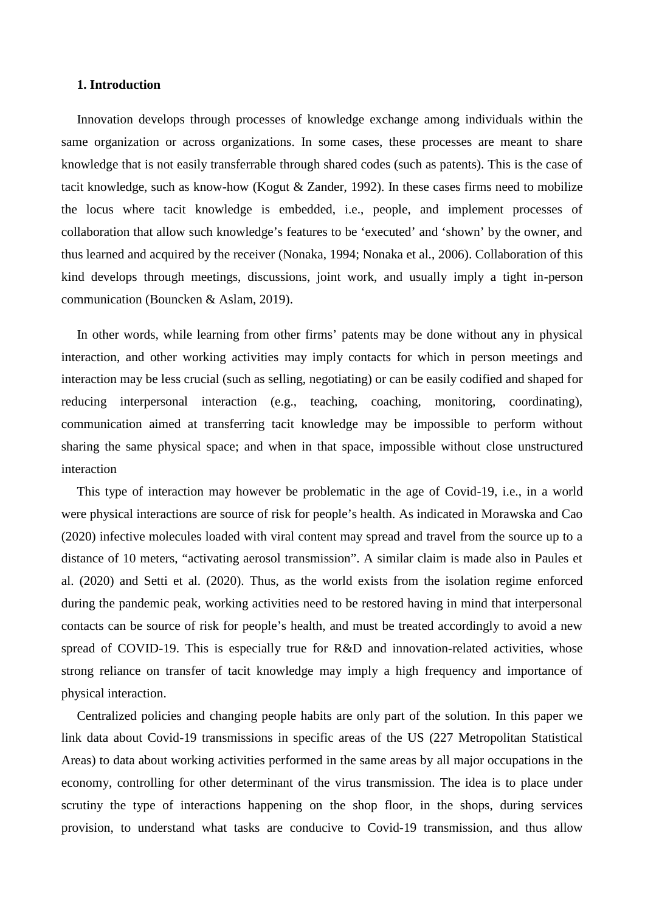## 1. Introduction

Innovation develops through processes of knowledge exchange among individuals within the same organization or across organizations. In some cases, these processes are meant to share knowledge that is not easily transferrable through shared codes (such as patents). This is the case of tacit knowledge, such as know-how (Kogut & Zander, 1992). In these cases firms need to mobilize the locus where tacit knowledge is embedded, i.e., people, and implement processes of collaboration that allow such knowledge's features to be 'executed' and 'shown' by the owner, and thus learned and acquired by the receiver (Nonaka, 1994; Nonaka et al., 2006). Collaboration of this kind develops through meetings, discussions, joint work, and usually imply a tight in-person communication (Bouncken & Aslam, 2019).

In other words, while learning from other firms' patents may be done without any in physical interaction, and other working activities may imply contacts for which in person meetings and interaction may be less crucial (such as selling, negotiating) or can be easily codified and shaped for reducing interpersonal interaction (e.g., teaching, coaching, monitoring, coordinating), communication aimed at transferring tacit knowledge may be impossible to perform without sharing the same physical space; and when in that space, impossible without close unstructured interaction

This type of interaction may however be problematic in the age of Covid-19, i.e., in a world were physical interactions are source of risk for people's health. As indicated in Morawska and Cao (2020) infective molecules loaded with viral content may spread and travel from the source up to a distance of 10 meters, "activating aerosol transmission". A similar claim is made also in Paules et al. (2020) and Setti et al. (2020). Thus, as the world exists from the isolation regime enforced during the pandemic peak, working activities need to be restored having in mind that interpersonal contacts can be source of risk for people's health, and must be treated accordingly to avoid a new spread of COVID-19. This is especially true for R&D and innovation-related activities, whose strong reliance on transfer of tacit knowledge may imply a high frequency and importance of physical interaction.

Centralized policies and changing people habits are only part of the solution. In this paper we link data about Covid-19 transmissions in specific areas of the US (227 Metropolitan Statistical Areas) to data about working activities performed in the same areas by all major occupations in the economy, controlling for other determinant of the virus transmission. The idea is to place under scrutiny the type of interactions happening on the shop floor, in the shops, during services provision, to understand what tasks are conducive to Covid-19 transmission, and thus allow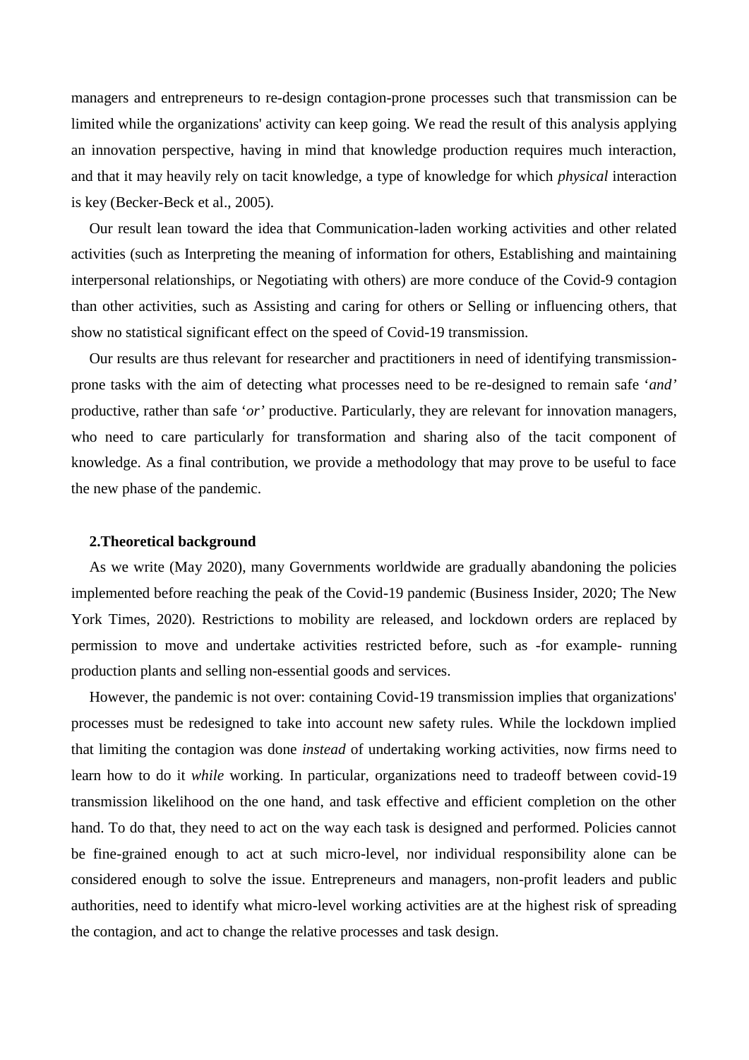managers and entrepreneurs to re-design contagion-prone processes such that transmission can be limited while the organizations' activity can keep going. We read the result of this analysis applying an innovation perspective, having in mind that knowledge production requires much interaction, and that it may heavily rely on tacit knowledge, a type of knowledge for which *physical* interaction is key (Becker-Beck et al., 2005).

Our result lean toward the idea that Communication-laden working activities and other related activities (such as Interpreting the meaning of information for others, Establishing and maintaining interpersonal relationships, or Negotiating with others) are more conduce of the Covid-9 contagion than other activities, such as Assisting and caring for others or Selling or influencing others, that show no statistical significant effect on the speed of Covid-19 transmission.

Our results are thus relevant for researcher and practitioners in need of identifying transmission-prone tasks with the aim of detecting what processes need to be re-designed to remain safe '*and'* productive, rather than safe '*or'* productive. Particularly, they are relevant for innovation managers, who need to care particularly for transformation and sharing also of the tacit component of knowledge. As a final contribution, we provide a methodology that may prove to be useful to face the new phase of the pandemic.

## 2.Theoretical background

As we write (May 2020), many Governments worldwide are gradually abandoning the policies implemented before reaching the peak of the Covid-19 pandemic (Business Insider, 2020; The New York Times, 2020). Restrictions to mobility are released, and lockdown orders are replaced by permission to move and undertake activities restricted before, such as -for example- running production plants and selling non-essential goods and services.

However, the pandemic is not over: containing Covid-19 transmission implies that organizations' processes must be redesigned to take into account new safety rules. While the lockdown implied that limiting the contagion was done *instead* of undertaking working activities, now firms need to learn how to do it *while* working. In particular, organizations need to tradeoff between covid-19 transmission likelihood on the one hand, and task effective and efficient completion on the other hand. To do that, they need to act on the way each task is designed and performed. Policies cannot be fine-grained enough to act at such micro-level, nor individual responsibility alone can be considered enough to solve the issue. Entrepreneurs and managers, non-profit leaders and public authorities, need to identify what micro-level working activities are at the highest risk of spreading the contagion, and act to change the relative processes and task design.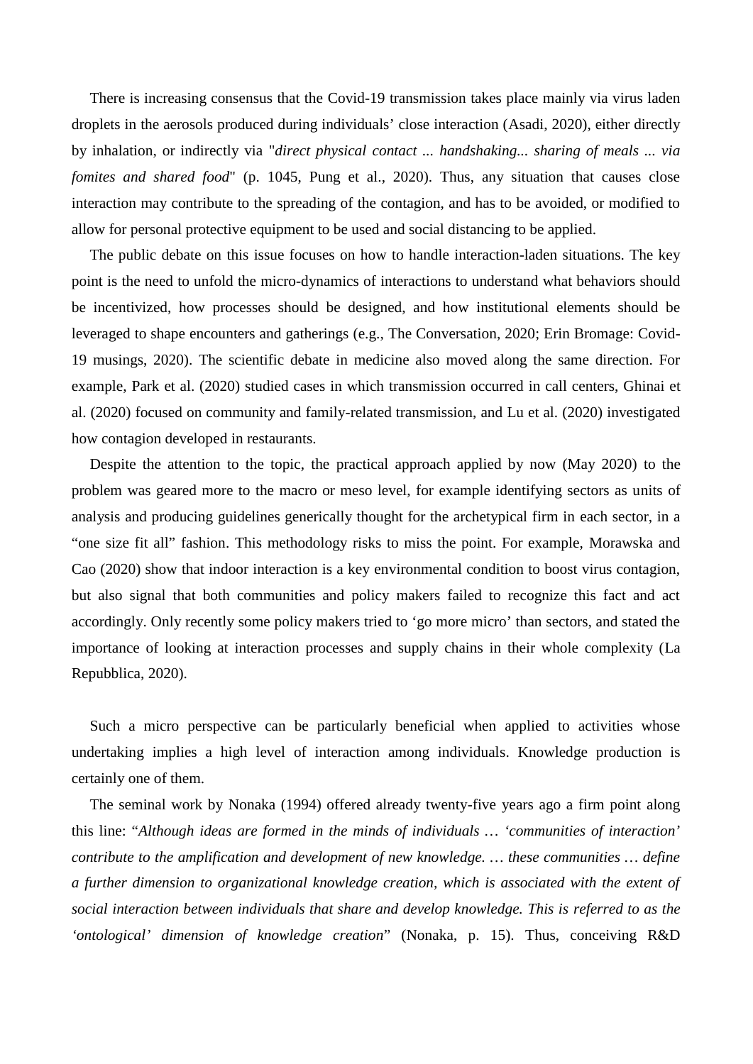There is increasing consensus that the Covid-19 transmission takes place mainly via virus laden droplets in the aerosols produced during individuals' close interaction (Asadi, 2020), either directly by inhalation, or indirectly via "*direct physical contact ... handshaking... sharing of meals ... via fomites and shared food*" (p. 1045, Pung et al., 2020). Thus, any situation that causes close interaction may contribute to the spreading of the contagion, and has to be avoided, or modified to allow for personal protective equipment to be used and social distancing to be applied.

The public debate on this issue focuses on how to handle interaction-laden situations. The key point is the need to unfold the micro-dynamics of interactions to understand what behaviors should be incentivized, how processes should be designed, and how institutional elements should be leveraged to shape encounters and gatherings (e.g., The Conversation, 2020; Erin Bromage: Covid-19 musings, 2020). The scientific debate in medicine also moved along the same direction. For example, Park et al. (2020) studied cases in which transmission occurred in call centers, Ghinai et al. (2020) focused on community and family-related transmission, and Lu et al. (2020) investigated how contagion developed in restaurants.

Despite the attention to the topic, the practical approach applied by now (May 2020) to the problem was geared more to the macro or meso level, for example identifying sectors as units of analysis and producing guidelines generically thought for the archetypical firm in each sector, in a "one size fit all" fashion. This methodology risks to miss the point. For example, Morawska and Cao (2020) show that indoor interaction is a key environmental condition to boost virus contagion, but also signal that both communities and policy makers failed to recognize this fact and act accordingly. Only recently some policy makers tried to 'go more micro' than sectors, and stated the importance of looking at interaction processes and supply chains in their whole complexity (La Repubblica, 2020).

Such a micro perspective can be particularly beneficial when applied to activities whose undertaking implies a high level of interaction among individuals. Knowledge production is certainly one of them.

The seminal work by Nonaka (1994) offered already twenty-five years ago a firm point along this line: "*Although ideas are formed in the minds of individuals … 'communities of interaction' contribute to the amplification and development of new knowledge. … these communities … define a further dimension to organizational knowledge creation, which is associated with the extent of social interaction between individuals that share and develop knowledge. This is referred to as the 'ontological' dimension of knowledge creation*" (Nonaka, p. 15). Thus, conceiving R&D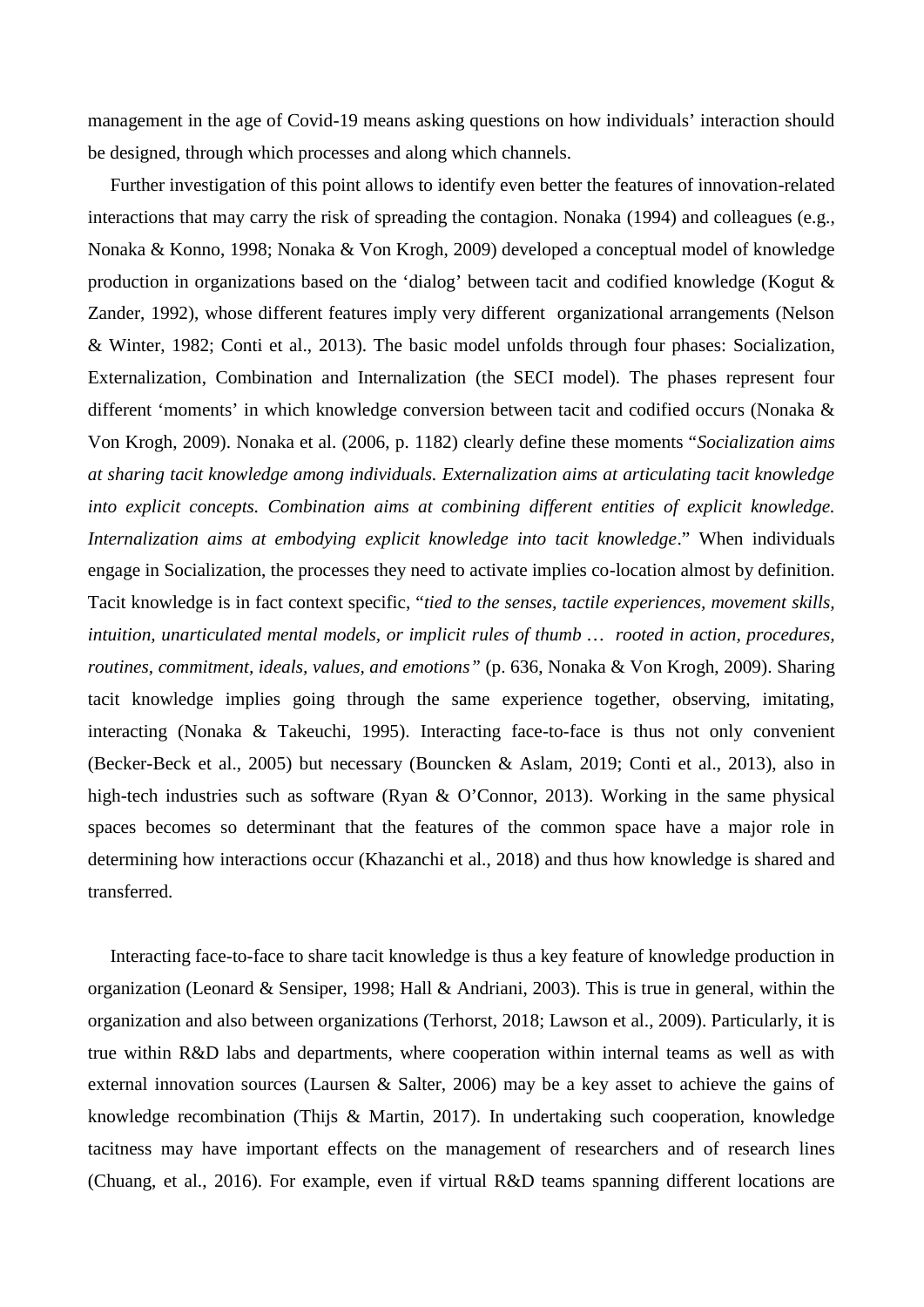management in the age of Covid-19 means asking questions on how individuals' interaction should be designed, through which processes and along which channels.

Further investigation of this point allows to identify even better the features of innovation-related interactions that may carry the risk of spreading the contagion. Nonaka (1994) and colleagues (e.g., Nonaka & Konno, 1998; Nonaka & Von Krogh, 2009) developed a conceptual model of knowledge production in organizations based on the 'dialog' between tacit and codified knowledge (Kogut & Zander, 1992), whose different features imply very different organizational arrangements (Nelson & Winter, 1982; Conti et al., 2013). The basic model unfolds through four phases: Socialization, Externalization, Combination and Internalization (the SECI model). The phases represent four different 'moments' in which knowledge conversion between tacit and codified occurs (Nonaka & Von Krogh, 2009). Nonaka et al. (2006, p. 1182) clearly define these moments "*Socialization aims at sharing tacit knowledge among individuals. Externalization aims at articulating tacit knowledge into explicit concepts. Combination aims at combining different entities of explicit knowledge. Internalization aims at embodying explicit knowledge into tacit knowledge*." When individuals engage in Socialization, the processes they need to activate implies co-location almost by definition. Tacit knowledge is in fact context specific, "*tied to the senses, tactile experiences, movement skills, intuition, unarticulated mental models, or implicit rules of thumb … rooted in action, procedures, routines, commitment, ideals, values, and emotions"* (p. 636, Nonaka & Von Krogh, 2009). Sharing tacit knowledge implies going through the same experience together, observing, imitating, interacting (Nonaka & Takeuchi, 1995). Interacting face-to-face is thus not only convenient (Becker-Beck et al., 2005) but necessary (Bouncken & Aslam, 2019; Conti et al., 2013), also in high-tech industries such as software (Ryan & O'Connor, 2013). Working in the same physical spaces becomes so determinant that the features of the common space have a major role in determining how interactions occur (Khazanchi et al., 2018) and thus how knowledge is shared and transferred.

Interacting face-to-face to share tacit knowledge is thus a key feature of knowledge production in organization (Leonard & Sensiper, 1998; Hall & Andriani, 2003). This is true in general, within the organization and also between organizations (Terhorst, 2018; Lawson et al., 2009). Particularly, it is true within R&D labs and departments, where cooperation within internal teams as well as with external innovation sources (Laursen & Salter, 2006) may be a key asset to achieve the gains of knowledge recombination (Thijs & Martin, 2017). In undertaking such cooperation, knowledge tacitness may have important effects on the management of researchers and of research lines (Chuang, et al., 2016). For example, even if virtual R&D teams spanning different locations are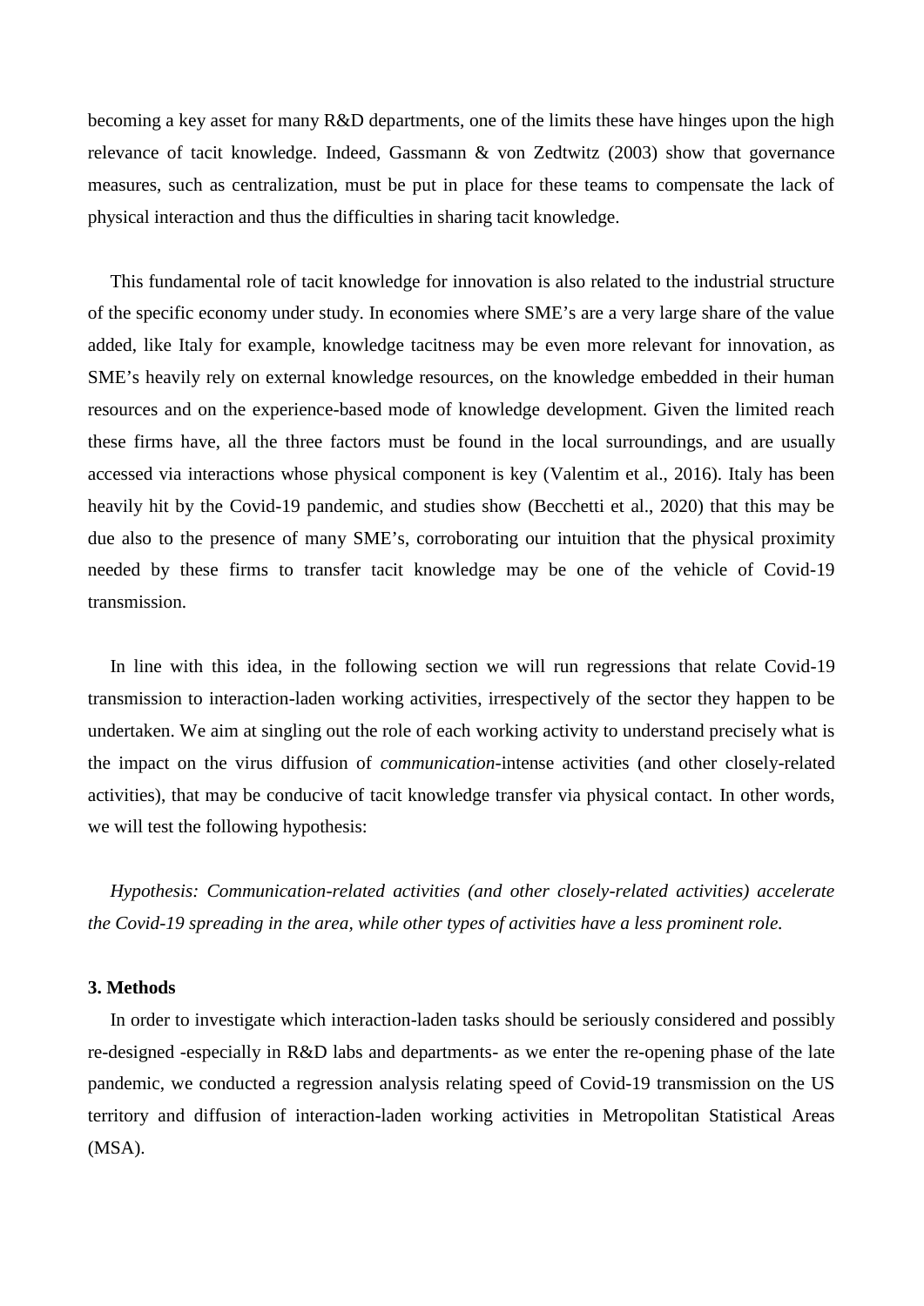becoming a key asset for many R&D departments, one of the limits these have hinges upon the high relevance of tacit knowledge. Indeed, Gassmann & von Zedtwitz (2003) show that governance measures, such as centralization, must be put in place for these teams to compensate the lack of physical interaction and thus the difficulties in sharing tacit knowledge.

This fundamental role of tacit knowledge for innovation is also related to the industrial structure of the specific economy under study. In economies where SME's are a very large share of the value added, like Italy for example, knowledge tacitness may be even more relevant for innovation, as SME's heavily rely on external knowledge resources, on the knowledge embedded in their human resources and on the experience-based mode of knowledge development. Given the limited reach these firms have, all the three factors must be found in the local surroundings, and are usually accessed via interactions whose physical component is key (Valentim et al., 2016). Italy has been heavily hit by the Covid-19 pandemic, and studies show (Becchetti et al., 2020) that this may be due also to the presence of many SME's, corroborating our intuition that the physical proximity needed by these firms to transfer tacit knowledge may be one of the vehicle of Covid-19 transmission.

In line with this idea, in the following section we will run regressions that relate Covid-19 transmission to interaction-laden working activities, irrespectively of the sector they happen to be undertaken. We aim at singling out the role of each working activity to understand precisely what is the impact on the virus diffusion of *communication*-intense activities (and other closely-related activities), that may be conducive of tacit knowledge transfer via physical contact. In other words, we will test the following hypothesis:

*Hypothesis: Communication-related activities (and other closely-related activities) accelerate the Covid-19 spreading in the area, while other types of activities have a less prominent role.*

## 3. Methods

In order to investigate which interaction-laden tasks should be seriously considered and possibly re-designed -especially in R&D labs and departments- as we enter the re-opening phase of the late pandemic, we conducted a regression analysis relating speed of Covid-19 transmission on the US territory and diffusion of interaction-laden working activities in Metropolitan Statistical Areas (MSA).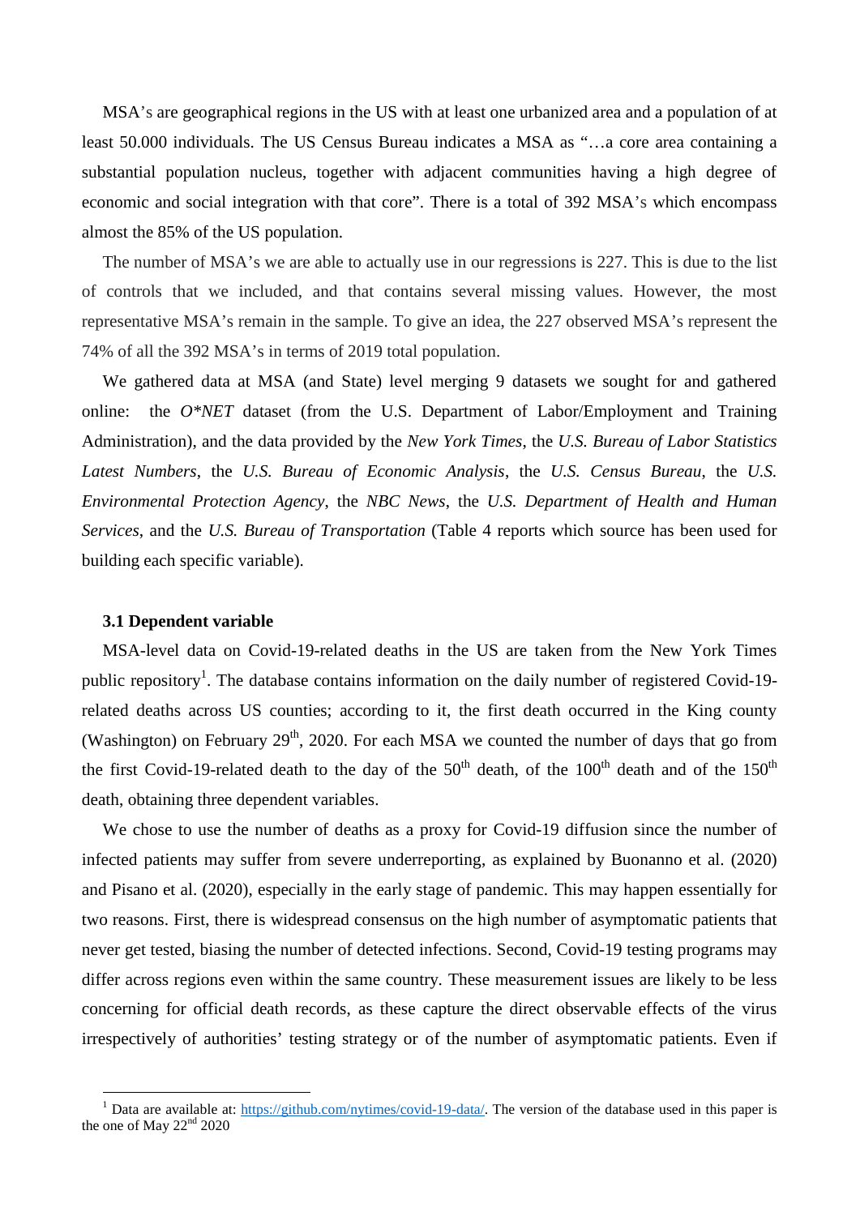MSA's are geographical regions in the US with at least one urbanized area and a population of at least 50.000 individuals. The US Census Bureau indicates a MSA as "…a core area containing a substantial population nucleus, together with adjacent communities having a high degree of economic and social integration with that core". There is a total of 392 MSA's which encompass almost the 85% of the US population.

The number of MSA's we are able to actually use in our regressions is 227. This is due to the list of controls that we included, and that contains several missing values. However, the most representative MSA's remain in the sample. To give an idea, the 227 observed MSA's represent the 74% of all the 392 MSA's in terms of 2019 total population.

We gathered data at MSA (and State) level merging 9 datasets we sought for and gathered online: the *O\*NET* dataset (from the U.S. Department of Labor/Employment and Training Administration), and the data provided by the *New York Times*, the *U.S. Bureau of Labor Statistics Latest Numbers*, the *U.S. Bureau of Economic Analysis*, the *U.S. Census Bureau*, the *U.S. Environmental Protection Agency*, the *NBC News*, the *U.S. Department of Health and Human Services*, and the *U.S. Bureau of Transportation* (Table 4 reports which source has been used for building each specific variable).

### 3.1 Dependent variable

MSA-level data on Covid-19-related deaths in the US are taken from the New York Times public repository[1]. The database contains information on the daily number of registered Covid-19-related deaths across US counties; according to it, the first death occurred in the King county (Washington) on February 29th, 2020. For each MSA we counted the number of days that go from the first Covid-19-related death to the day of the 50th death, of the 100th death and of the 150th death, obtaining three dependent variables.

We chose to use the number of deaths as a proxy for Covid-19 diffusion since the number of infected patients may suffer from severe underreporting, as explained by Buonanno et al. (2020) and Pisano et al. (2020), especially in the early stage of pandemic. This may happen essentially for two reasons. First, there is widespread consensus on the high number of asymptomatic patients that never get tested, biasing the number of detected infections. Second, Covid-19 testing programs may differ across regions even within the same country. These measurement issues are likely to be less concerning for official death records, as these capture the direct observable effects of the virus irrespectively of authorities' testing strategy or of the number of asymptomatic patients. Even if

[1] Data are available at: https://github.com/nytimes/covid-19-data/. The version of the database used in this paper is the one of May 22nd 2020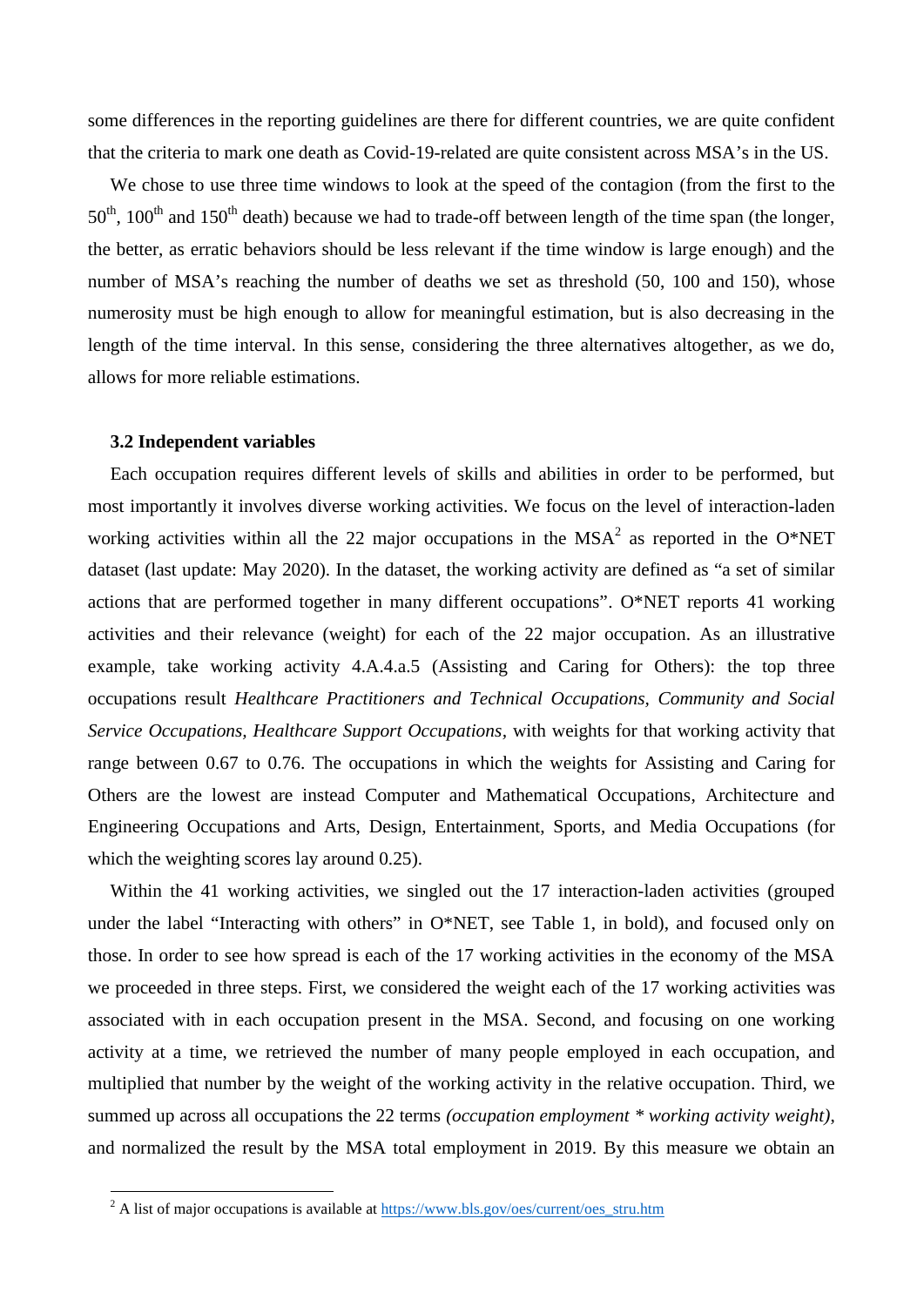some differences in the reporting guidelines are there for different countries, we are quite confident that the criteria to mark one death as Covid-19-related are quite consistent across MSA's in the US.

We chose to use three time windows to look at the speed of the contagion (from the first to the $50^{th}$, $100^{th}$ and $150^{th}$ death) because we had to trade-off between length of the time span (the longer, the better, as erratic behaviors should be less relevant if the time window is large enough) and the number of MSA's reaching the number of deaths we set as threshold (50, 100 and 150), whose numerosity must be high enough to allow for meaningful estimation, but is also decreasing in the length of the time interval. In this sense, considering the three alternatives altogether, as we do, allows for more reliable estimations.

### 3.2 Independent variables

Each occupation requires different levels of skills and abilities in order to be performed, but most importantly it involves diverse working activities. We focus on the level of interaction-laden working activities within all the 22 major occupations in the MSA[2] as reported in the O*NET dataset (last update: May 2020). In the dataset, the working activity are defined as "a set of similar actions that are performed together in many different occupations". O*NET reports 41 working activities and their relevance (weight) for each of the 22 major occupation. As an illustrative example, take working activity 4.A.4.a.5 (Assisting and Caring for Others): the top three occupations result *Healthcare Practitioners and Technical Occupations*, *Community and Social Service Occupations*, *Healthcare Support Occupations*, with weights for that working activity that range between 0.67 to 0.76. The occupations in which the weights for Assisting and Caring for Others are the lowest are instead Computer and Mathematical Occupations, Architecture and Engineering Occupations and Arts, Design, Entertainment, Sports, and Media Occupations (for which the weighting scores lay around 0.25).

Within the 41 working activities, we singled out the 17 interaction-laden activities (grouped under the label "Interacting with others" in O*NET, see Table 1, in bold), and focused only on those. In order to see how spread is each of the 17 working activities in the economy of the MSA we proceeded in three steps. First, we considered the weight each of the 17 working activities was associated with in each occupation present in the MSA. Second, and focusing on one working activity at a time, we retrieved the number of many people employed in each occupation, and multiplied that number by the weight of the working activity in the relative occupation. Third, we summed up across all occupations the 22 terms *(occupation employment * working activity weight)*, and normalized the result by the MSA total employment in 2019. By this measure we obtain an

[2] A list of major occupations is available at https://www.bls.gov/oes/current/oes_stru.htm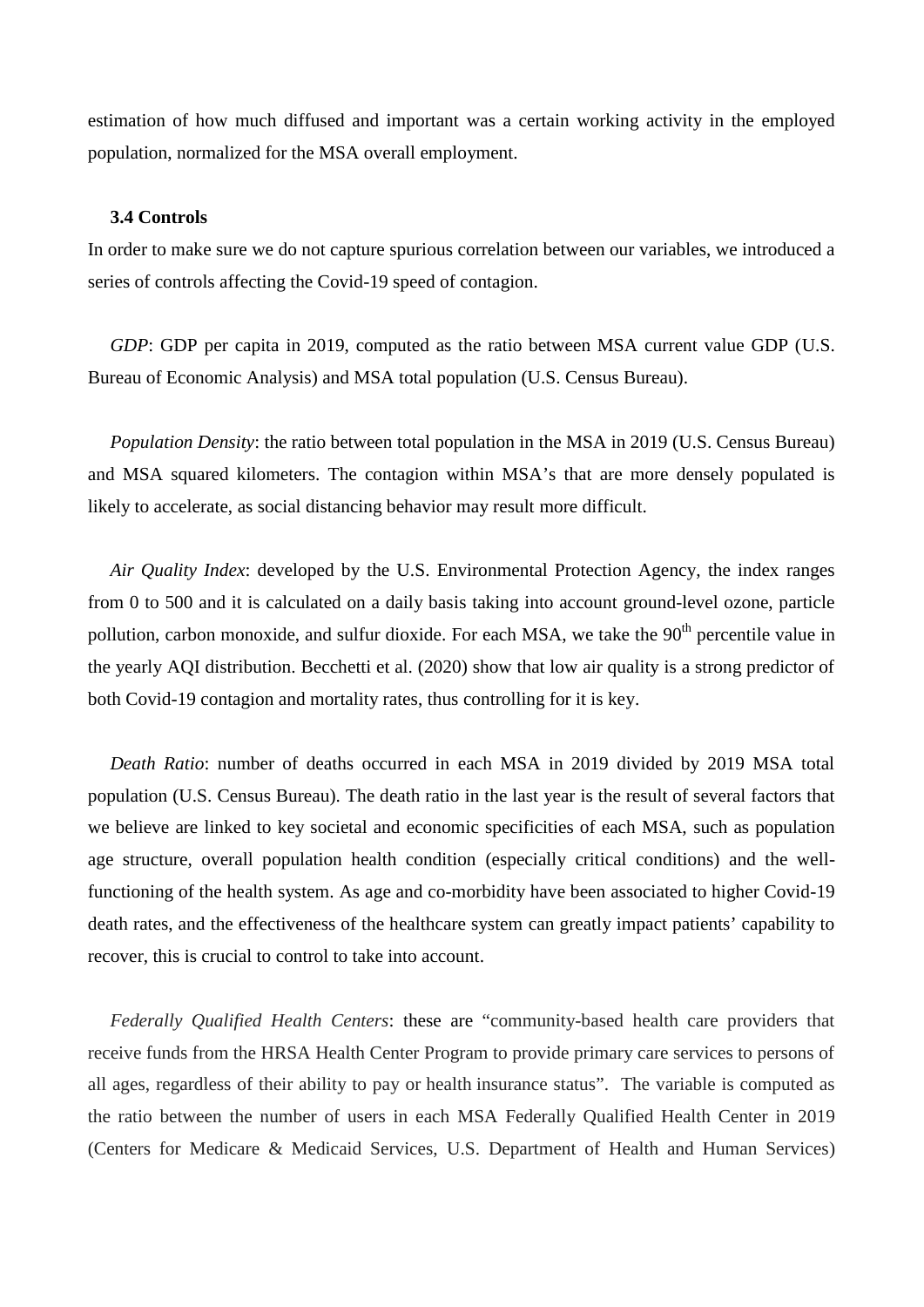estimation of how much diffused and important was a certain working activity in the employed population, normalized for the MSA overall employment.

### 3.4 Controls

In order to make sure we do not capture spurious correlation between our variables, we introduced a series of controls affecting the Covid-19 speed of contagion.

*GDP*: GDP per capita in 2019, computed as the ratio between MSA current value GDP (U.S. Bureau of Economic Analysis) and MSA total population (U.S. Census Bureau).

*Population Density*: the ratio between total population in the MSA in 2019 (U.S. Census Bureau) and MSA squared kilometers. The contagion within MSA's that are more densely populated is likely to accelerate, as social distancing behavior may result more difficult.

*Air Quality Index*: developed by the U.S. Environmental Protection Agency, the index ranges from 0 to 500 and it is calculated on a daily basis taking into account ground-level ozone, particle pollution, carbon monoxide, and sulfur dioxide. For each MSA, we take the 90$^{th}$ percentile value in the yearly AQI distribution. Becchetti et al. (2020) show that low air quality is a strong predictor of both Covid-19 contagion and mortality rates, thus controlling for it is key.

*Death Ratio*: number of deaths occurred in each MSA in 2019 divided by 2019 MSA total population (U.S. Census Bureau). The death ratio in the last year is the result of several factors that we believe are linked to key societal and economic specificities of each MSA, such as population age structure, overall population health condition (especially critical conditions) and the well-functioning of the health system. As age and co-morbidity have been associated to higher Covid-19 death rates, and the effectiveness of the healthcare system can greatly impact patients' capability to recover, this is crucial to control to take into account.

*Federally Qualified Health Centers*: these are "community-based health care providers that receive funds from the HRSA Health Center Program to provide primary care services to persons of all ages, regardless of their ability to pay or health insurance status". The variable is computed as the ratio between the number of users in each MSA Federally Qualified Health Center in 2019 (Centers for Medicare & Medicaid Services, U.S. Department of Health and Human Services)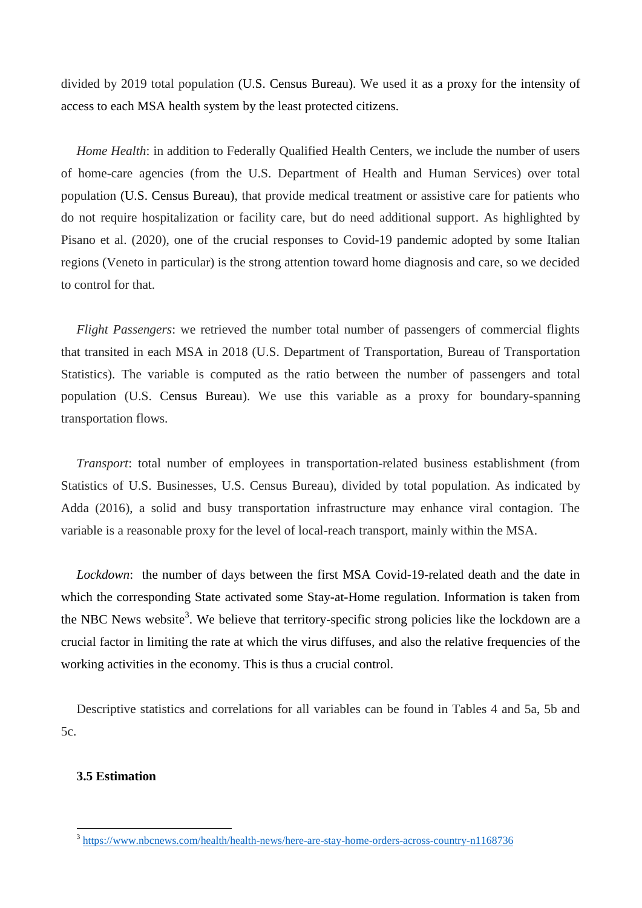divided by 2019 total population (U.S. Census Bureau). We used it as a proxy for the intensity of access to each MSA health system by the least protected citizens.

*Home Health*: in addition to Federally Qualified Health Centers, we include the number of users of home-care agencies (from the U.S. Department of Health and Human Services) over total population (U.S. Census Bureau), that provide medical treatment or assistive care for patients who do not require hospitalization or facility care, but do need additional support. As highlighted by Pisano et al. (2020), one of the crucial responses to Covid-19 pandemic adopted by some Italian regions (Veneto in particular) is the strong attention toward home diagnosis and care, so we decided to control for that.

*Flight Passengers*: we retrieved the number total number of passengers of commercial flights that transited in each MSA in 2018 (U.S. Department of Transportation, Bureau of Transportation Statistics). The variable is computed as the ratio between the number of passengers and total population (U.S. Census Bureau). We use this variable as a proxy for boundary-spanning transportation flows.

*Transport*: total number of employees in transportation-related business establishment (from Statistics of U.S. Businesses, U.S. Census Bureau), divided by total population. As indicated by Adda (2016), a solid and busy transportation infrastructure may enhance viral contagion. The variable is a reasonable proxy for the level of local-reach transport, mainly within the MSA.

*Lockdown*: the number of days between the first MSA Covid-19-related death and the date in which the corresponding State activated some Stay-at-Home regulation. Information is taken from the NBC News website[3]. We believe that territory-specific strong policies like the lockdown are a crucial factor in limiting the rate at which the virus diffuses, and also the relative frequencies of the working activities in the economy. This is thus a crucial control.

Descriptive statistics and correlations for all variables can be found in Tables 4 and 5a, 5b and 5c.

### 3.5 Estimation

[3] https://www.nbcnews.com/health/health-news/here-are-stay-home-orders-across-country-n1168736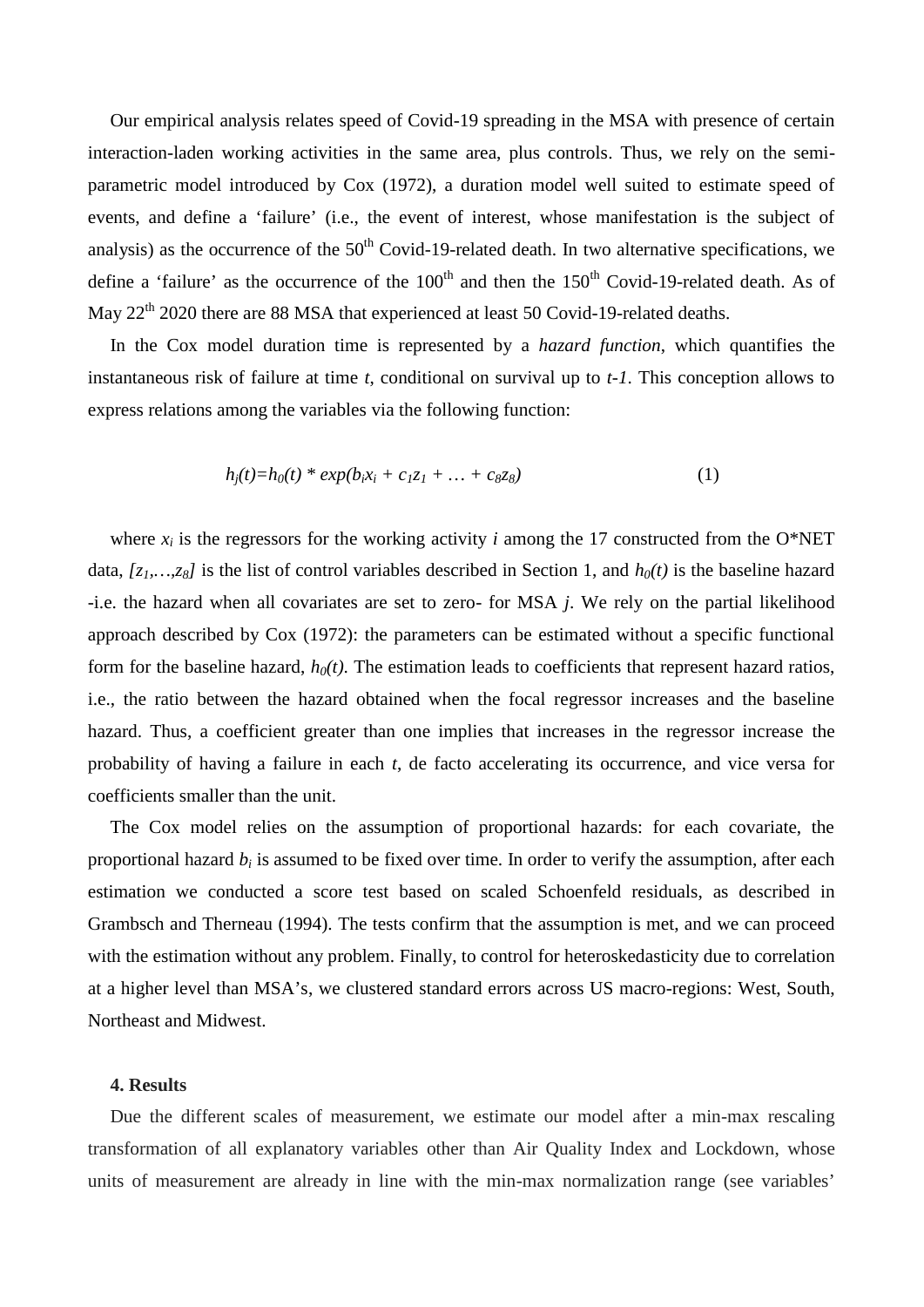Our empirical analysis relates speed of Covid-19 spreading in the MSA with presence of certain interaction-laden working activities in the same area, plus controls. Thus, we rely on the semi-parametric model introduced by Cox (1972), a duration model well suited to estimate speed of events, and define a 'failure' (i.e., the event of interest, whose manifestation is the subject of analysis) as the occurrence of the $50^{th}$ Covid-19-related death. In two alternative specifications, we define a 'failure' as the occurrence of the $100^{th}$ and then the $150^{th}$ Covid-19-related death. As of May $22^{th}$ 2020 there are 88 MSA that experienced at least 50 Covid-19-related deaths.

In the Cox model duration time is represented by a *hazard function*, which quantifies the instantaneous risk of failure at time $t$, conditional on survival up to $t-1$. This conception allows to express relations among the variables via the following function:

$$h_j(t)=h_0(t) * exp(b_i x_i + c_1 z_1 + \ldots + c_8 z_8) \quad (1)$$

where $x_i$ is the regressors for the working activity $i$ among the 17 constructed from the O*NET data, $[z_1,\ldots,z_8]$ is the list of control variables described in Section 1, and $h_0(t)$ is the baseline hazard -i.e. the hazard when all covariates are set to zero- for MSA $j$. We rely on the partial likelihood approach described by Cox (1972): the parameters can be estimated without a specific functional form for the baseline hazard, $h_0(t)$. The estimation leads to coefficients that represent hazard ratios, i.e., the ratio between the hazard obtained when the focal regressor increases and the baseline hazard. Thus, a coefficient greater than one implies that increases in the regressor increase the probability of having a failure in each $t$, de facto accelerating its occurrence, and vice versa for coefficients smaller than the unit.

The Cox model relies on the assumption of proportional hazards: for each covariate, the proportional hazard $b_i$ is assumed to be fixed over time. In order to verify the assumption, after each estimation we conducted a score test based on scaled Schoenfeld residuals, as described in Grambsch and Therneau (1994). The tests confirm that the assumption is met, and we can proceed with the estimation without any problem. Finally, to control for heteroskedasticity due to correlation at a higher level than MSA's, we clustered standard errors across US macro-regions: West, South, Northeast and Midwest.

**4. Results**

Due the different scales of measurement, we estimate our model after a min-max rescaling transformation of all explanatory variables other than Air Quality Index and Lockdown, whose units of measurement are already in line with the min-max normalization range (see variables'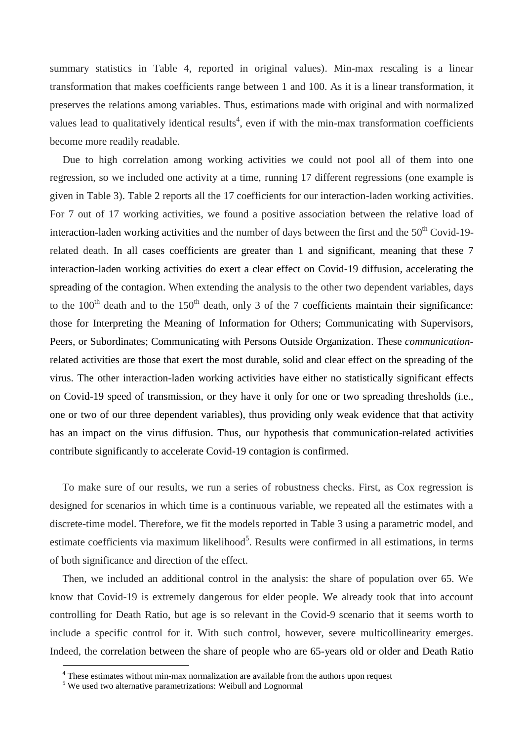summary statistics in Table 4, reported in original values). Min-max rescaling is a linear transformation that makes coefficients range between 1 and 100. As it is a linear transformation, it preserves the relations among variables. Thus, estimations made with original and with normalized values lead to qualitatively identical results[4], even if with the min-max transformation coefficients become more readily readable.

Due to high correlation among working activities we could not pool all of them into one regression, so we included one activity at a time, running 17 different regressions (one example is given in Table 3). Table 2 reports all the 17 coefficients for our interaction-laden working activities. For 7 out of 17 working activities, we found a positive association between the relative load of interaction-laden working activities and the number of days between the first and the 50$^{th}$ Covid-19-related death. In all cases coefficients are greater than 1 and significant, meaning that these 7 interaction-laden working activities do exert a clear effect on Covid-19 diffusion, accelerating the spreading of the contagion. When extending the analysis to the other two dependent variables, days to the 100$^{th}$ death and to the 150$^{th}$ death, only 3 of the 7 coefficients maintain their significance: those for Interpreting the Meaning of Information for Others; Communicating with Supervisors, Peers, or Subordinates; Communicating with Persons Outside Organization. These *communication*-related activities are those that exert the most durable, solid and clear effect on the spreading of the virus. The other interaction-laden working activities have either no statistically significant effects on Covid-19 speed of transmission, or they have it only for one or two spreading thresholds (i.e., one or two of our three dependent variables), thus providing only weak evidence that that activity has an impact on the virus diffusion. Thus, our hypothesis that communication-related activities contribute significantly to accelerate Covid-19 contagion is confirmed.

To make sure of our results, we run a series of robustness checks. First, as Cox regression is designed for scenarios in which time is a continuous variable, we repeated all the estimates with a discrete-time model. Therefore, we fit the models reported in Table 3 using a parametric model, and estimate coefficients via maximum likelihood[5]. Results were confirmed in all estimations, in terms of both significance and direction of the effect.

Then, we included an additional control in the analysis: the share of population over 65. We know that Covid-19 is extremely dangerous for elder people. We already took that into account controlling for Death Ratio, but age is so relevant in the Covid-9 scenario that it seems worth to include a specific control for it. With such control, however, severe multicollinearity emerges. Indeed, the correlation between the share of people who are 65-years old or older and Death Ratio

[4] These estimates without min-max normalization are available from the authors upon request

[5] We used two alternative parametrizations: Weibull and Lognormal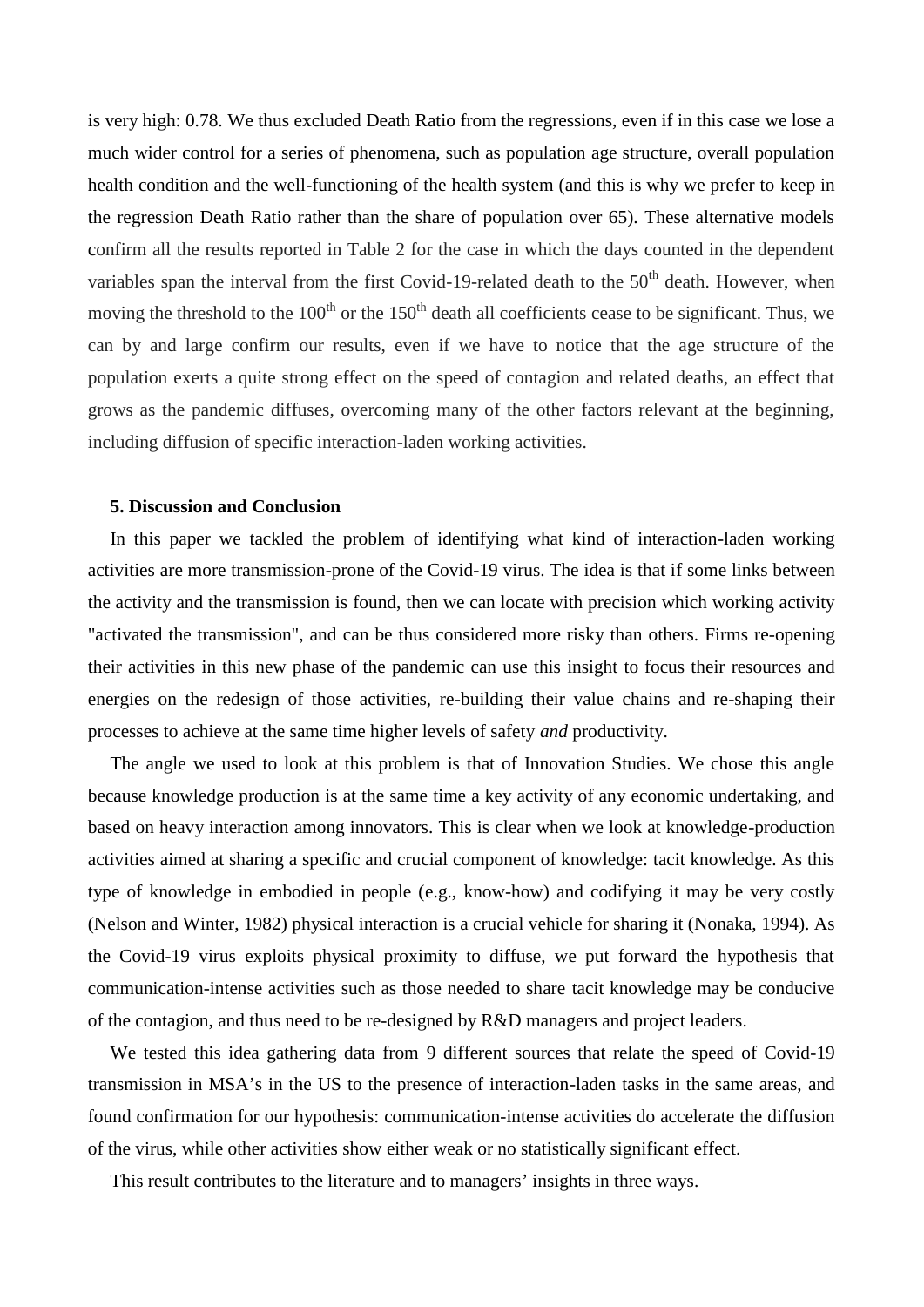is very high: 0.78. We thus excluded Death Ratio from the regressions, even if in this case we lose a much wider control for a series of phenomena, such as population age structure, overall population health condition and the well-functioning of the health system (and this is why we prefer to keep in the regression Death Ratio rather than the share of population over 65). These alternative models confirm all the results reported in Table 2 for the case in which the days counted in the dependent variables span the interval from the first Covid-19-related death to the 50$^{th}$ death. However, when moving the threshold to the 100$^{th}$ or the 150$^{th}$ death all coefficients cease to be significant. Thus, we can by and large confirm our results, even if we have to notice that the age structure of the population exerts a quite strong effect on the speed of contagion and related deaths, an effect that grows as the pandemic diffuses, overcoming many of the other factors relevant at the beginning, including diffusion of specific interaction-laden working activities.

### 5. Discussion and Conclusion

In this paper we tackled the problem of identifying what kind of interaction-laden working activities are more transmission-prone of the Covid-19 virus. The idea is that if some links between the activity and the transmission is found, then we can locate with precision which working activity "activated the transmission", and can be thus considered more risky than others. Firms re-opening their activities in this new phase of the pandemic can use this insight to focus their resources and energies on the redesign of those activities, re-building their value chains and re-shaping their processes to achieve at the same time higher levels of safety *and* productivity.

The angle we used to look at this problem is that of Innovation Studies. We chose this angle because knowledge production is at the same time a key activity of any economic undertaking, and based on heavy interaction among innovators. This is clear when we look at knowledge-production activities aimed at sharing a specific and crucial component of knowledge: tacit knowledge. As this type of knowledge in embodied in people (e.g., know-how) and codifying it may be very costly (Nelson and Winter, 1982) physical interaction is a crucial vehicle for sharing it (Nonaka, 1994). As the Covid-19 virus exploits physical proximity to diffuse, we put forward the hypothesis that communication-intense activities such as those needed to share tacit knowledge may be conducive of the contagion, and thus need to be re-designed by R&D managers and project leaders.

We tested this idea gathering data from 9 different sources that relate the speed of Covid-19 transmission in MSA's in the US to the presence of interaction-laden tasks in the same areas, and found confirmation for our hypothesis: communication-intense activities do accelerate the diffusion of the virus, while other activities show either weak or no statistically significant effect.

This result contributes to the literature and to managers' insights in three ways.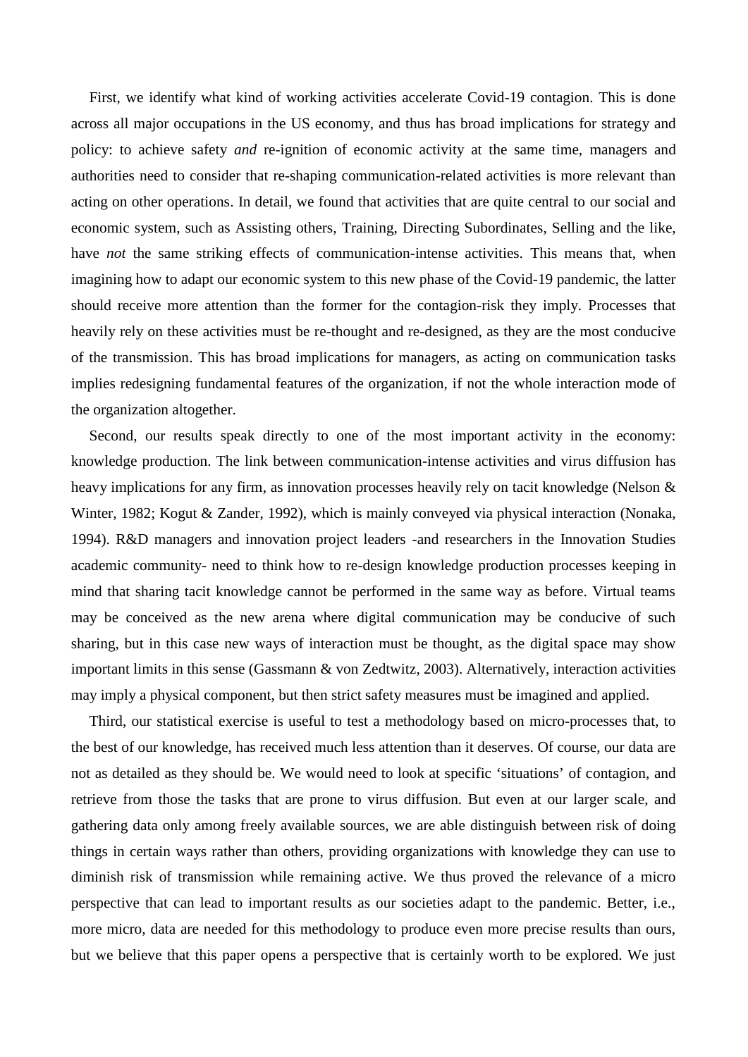First, we identify what kind of working activities accelerate Covid-19 contagion. This is done across all major occupations in the US economy, and thus has broad implications for strategy and policy: to achieve safety *and* re-ignition of economic activity at the same time, managers and authorities need to consider that re-shaping communication-related activities is more relevant than acting on other operations. In detail, we found that activities that are quite central to our social and economic system, such as Assisting others, Training, Directing Subordinates, Selling and the like, have *not* the same striking effects of communication-intense activities. This means that, when imagining how to adapt our economic system to this new phase of the Covid-19 pandemic, the latter should receive more attention than the former for the contagion-risk they imply. Processes that heavily rely on these activities must be re-thought and re-designed, as they are the most conducive of the transmission. This has broad implications for managers, as acting on communication tasks implies redesigning fundamental features of the organization, if not the whole interaction mode of the organization altogether.

Second, our results speak directly to one of the most important activity in the economy: knowledge production. The link between communication-intense activities and virus diffusion has heavy implications for any firm, as innovation processes heavily rely on tacit knowledge (Nelson & Winter, 1982; Kogut & Zander, 1992), which is mainly conveyed via physical interaction (Nonaka, 1994). R&D managers and innovation project leaders -and researchers in the Innovation Studies academic community- need to think how to re-design knowledge production processes keeping in mind that sharing tacit knowledge cannot be performed in the same way as before. Virtual teams may be conceived as the new arena where digital communication may be conducive of such sharing, but in this case new ways of interaction must be thought, as the digital space may show important limits in this sense (Gassmann & von Zedtwitz, 2003). Alternatively, interaction activities may imply a physical component, but then strict safety measures must be imagined and applied.

Third, our statistical exercise is useful to test a methodology based on micro-processes that, to the best of our knowledge, has received much less attention than it deserves. Of course, our data are not as detailed as they should be. We would need to look at specific 'situations' of contagion, and retrieve from those the tasks that are prone to virus diffusion. But even at our larger scale, and gathering data only among freely available sources, we are able distinguish between risk of doing things in certain ways rather than others, providing organizations with knowledge they can use to diminish risk of transmission while remaining active. We thus proved the relevance of a micro perspective that can lead to important results as our societies adapt to the pandemic. Better, i.e., more micro, data are needed for this methodology to produce even more precise results than ours, but we believe that this paper opens a perspective that is certainly worth to be explored. We just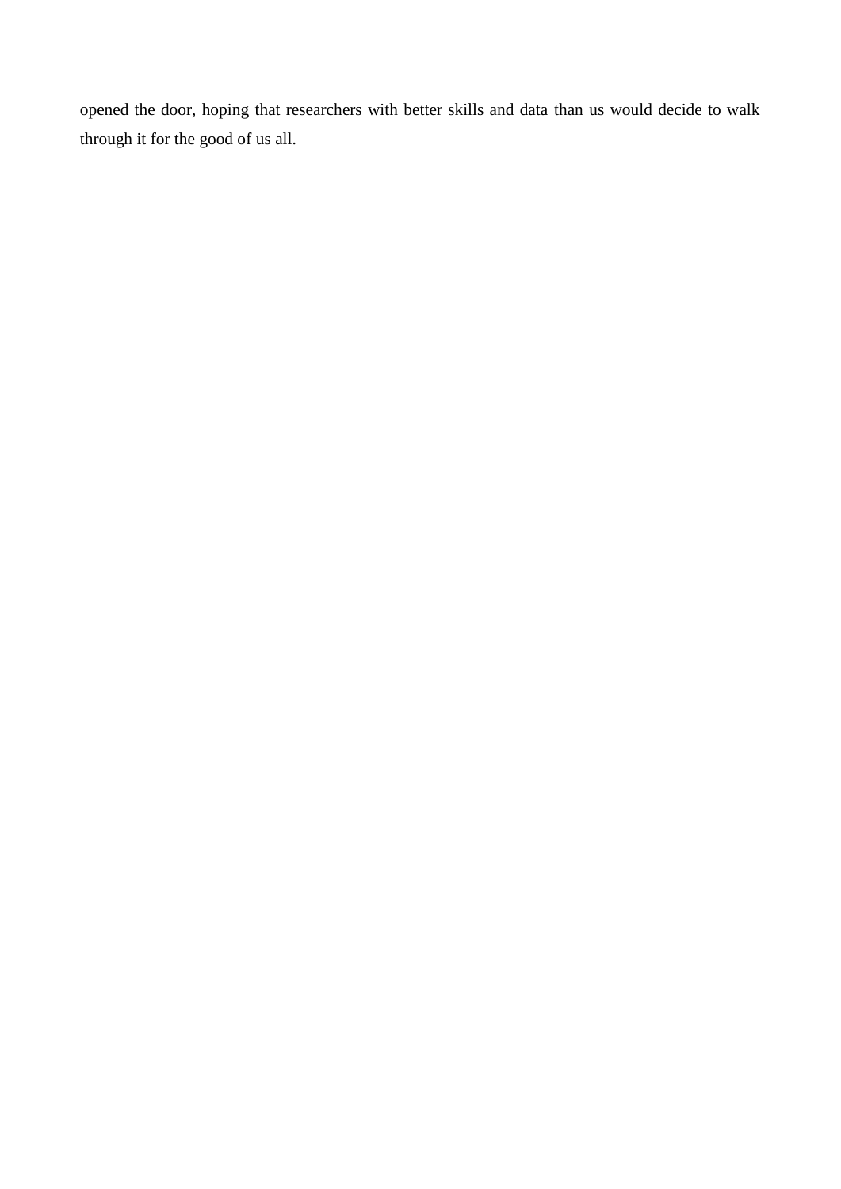opened the door, hoping that researchers with better skills and data than us would decide to walk through it for the good of us all.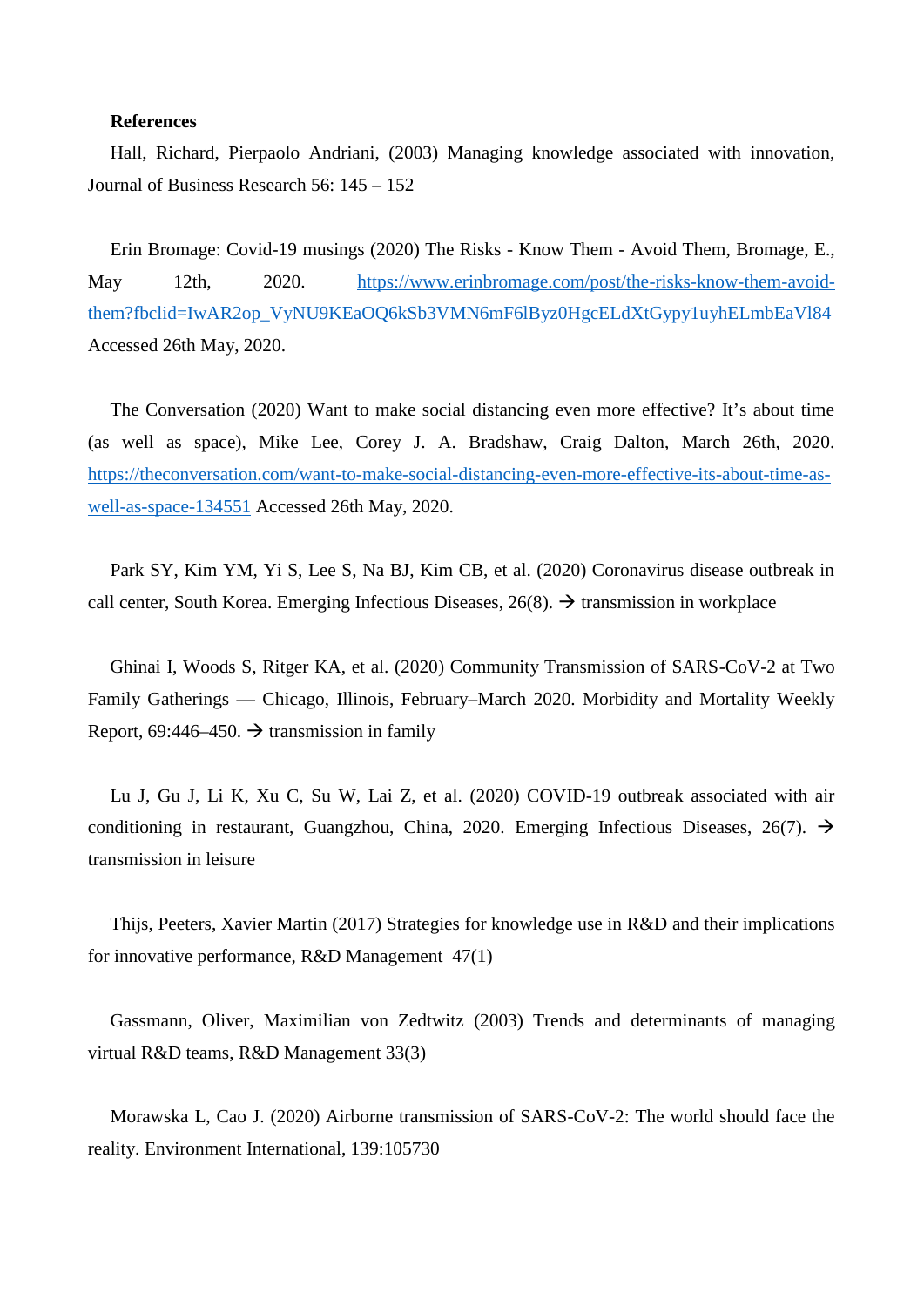**References**

Hall, Richard, Pierpaolo Andriani, (2003) Managing knowledge associated with innovation, Journal of Business Research 56: 145 – 152

Erin Bromage: Covid-19 musings (2020) The Risks - Know Them - Avoid Them, Bromage, E., May 12th, 2020. https://www.erinbromage.com/post/the-risks-know-them-avoid-them?fbclid=IwAR2op_VyNU9KEaOQ6kSb3VMN6mF6lByz0HgcELdXtGypy1uyhELmbEaVl84 Accessed 26th May, 2020.

The Conversation (2020) Want to make social distancing even more effective? It's about time (as well as space), Mike Lee, Corey J. A. Bradshaw, Craig Dalton, March 26th, 2020. https://theconversation.com/want-to-make-social-distancing-even-more-effective-its-about-time-as-well-as-space-134551 Accessed 26th May, 2020.

Park SY, Kim YM, Yi S, Lee S, Na BJ, Kim CB, et al. (2020) Coronavirus disease outbreak in call center, South Korea. Emerging Infectious Diseases, 26(8). → transmission in workplace

Ghinai I, Woods S, Ritger KA, et al. (2020) Community Transmission of SARS-CoV-2 at Two Family Gatherings — Chicago, Illinois, February–March 2020. Morbidity and Mortality Weekly Report, 69:446–450. → transmission in family

Lu J, Gu J, Li K, Xu C, Su W, Lai Z, et al. (2020) COVID-19 outbreak associated with air conditioning in restaurant, Guangzhou, China, 2020. Emerging Infectious Diseases, 26(7). → transmission in leisure

Thijs, Peeters, Xavier Martin (2017) Strategies for knowledge use in R&D and their implications for innovative performance, R&D Management 47(1)

Gassmann, Oliver, Maximilian von Zedtwitz (2003) Trends and determinants of managing virtual R&D teams, R&D Management 33(3)

Morawska L, Cao J. (2020) Airborne transmission of SARS-CoV-2: The world should face the reality. Environment International, 139:105730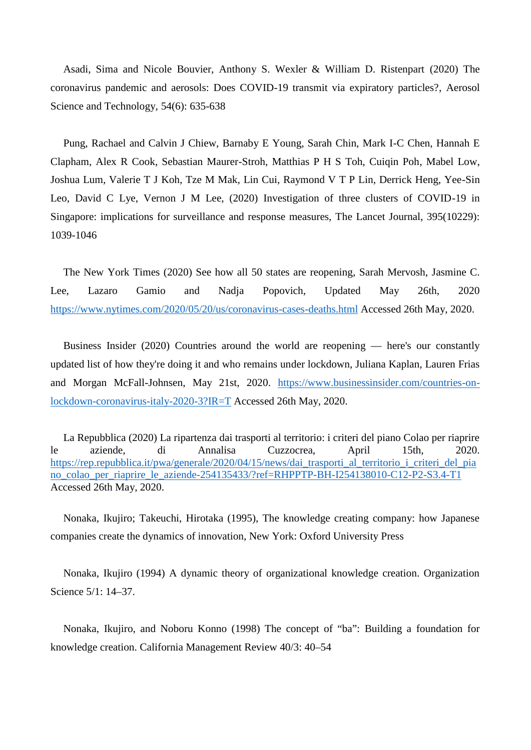Asadi, Sima and Nicole Bouvier, Anthony S. Wexler & William D. Ristenpart (2020) The coronavirus pandemic and aerosols: Does COVID-19 transmit via expiratory particles?, Aerosol Science and Technology, 54(6): 635-638

Pung, Rachael and Calvin J Chiew, Barnaby E Young, Sarah Chin, Mark I-C Chen, Hannah E Clapham, Alex R Cook, Sebastian Maurer-Stroh, Matthias P H S Toh, Cuiqin Poh, Mabel Low, Joshua Lum, Valerie T J Koh, Tze M Mak, Lin Cui, Raymond V T P Lin, Derrick Heng, Yee-Sin Leo, David C Lye, Vernon J M Lee, (2020) Investigation of three clusters of COVID-19 in Singapore: implications for surveillance and response measures, The Lancet Journal, 395(10229): 1039-1046

The New York Times (2020) See how all 50 states are reopening, Sarah Mervosh, Jasmine C. Lee, Lazaro Gamio and Nadja Popovich, Updated May 26th, 2020 https://www.nytimes.com/2020/05/20/us/coronavirus-cases-deaths.html Accessed 26th May, 2020.

Business Insider (2020) Countries around the world are reopening — here's our constantly updated list of how they're doing it and who remains under lockdown, Juliana Kaplan, Lauren Frias and Morgan McFall-Johnsen, May 21st, 2020. https://www.businessinsider.com/countries-on-lockdown-coronavirus-italy-2020-3?IR=T Accessed 26th May, 2020.

La Repubblica (2020) La ripartenza dai trasporti al territorio: i criteri del piano Colao per riaprire le aziende, di Annalisa Cuzzocrea, April 15th, 2020. https://rep.repubblica.it/pwa/generale/2020/04/15/news/dai_trasporti_al_territorio_i_criteri_del_piano_colao_per_riaprire_le_aziende-254135433/?ref=RHPPTP-BH-I254138010-C12-P2-S3.4-T1 Accessed 26th May, 2020.

Nonaka, Ikujiro; Takeuchi, Hirotaka (1995), The knowledge creating company: how Japanese companies create the dynamics of innovation, New York: Oxford University Press

Nonaka, Ikujiro (1994) A dynamic theory of organizational knowledge creation. Organization Science 5/1: 14–37.

Nonaka, Ikujiro, and Noboru Konno (1998) The concept of "ba": Building a foundation for knowledge creation. California Management Review 40/3: 40–54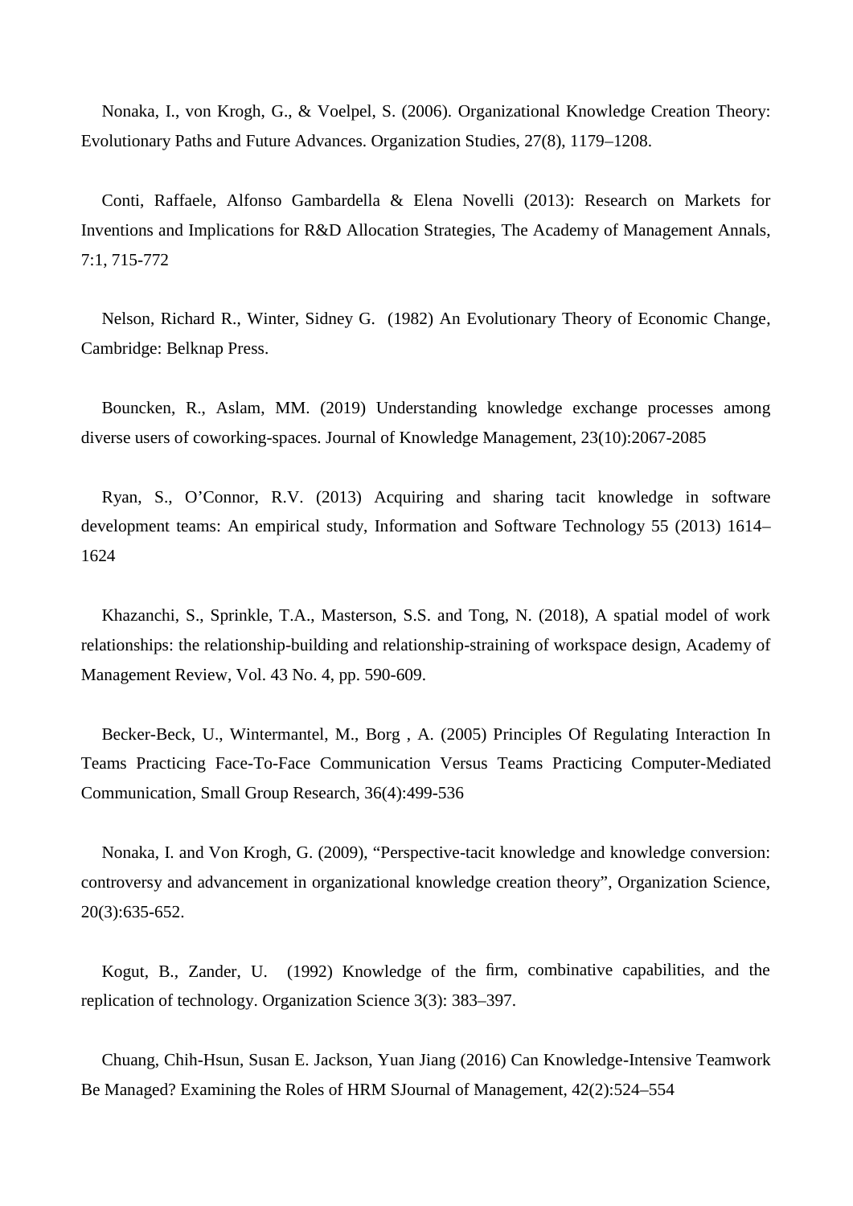Nonaka, I., von Krogh, G., & Voelpel, S. (2006). Organizational Knowledge Creation Theory: Evolutionary Paths and Future Advances. Organization Studies, 27(8), 1179–1208.

Conti, Raffaele, Alfonso Gambardella & Elena Novelli (2013): Research on Markets for Inventions and Implications for R&D Allocation Strategies, The Academy of Management Annals, 7:1, 715-772

Nelson, Richard R., Winter, Sidney G. (1982) An Evolutionary Theory of Economic Change, Cambridge: Belknap Press.

Bouncken, R., Aslam, MM. (2019) Understanding knowledge exchange processes among diverse users of coworking-spaces. Journal of Knowledge Management, 23(10):2067-2085

Ryan, S., O'Connor, R.V. (2013) Acquiring and sharing tacit knowledge in software development teams: An empirical study, Information and Software Technology 55 (2013) 1614–1624

Khazanchi, S., Sprinkle, T.A., Masterson, S.S. and Tong, N. (2018), A spatial model of work relationships: the relationship-building and relationship-straining of workspace design, Academy of Management Review, Vol. 43 No. 4, pp. 590-609.

Becker-Beck, U., Wintermantel, M., Borg , A. (2005) Principles Of Regulating Interaction In Teams Practicing Face-To-Face Communication Versus Teams Practicing Computer-Mediated Communication, Small Group Research, 36(4):499-536

Nonaka, I. and Von Krogh, G. (2009), "Perspective-tacit knowledge and knowledge conversion: controversy and advancement in organizational knowledge creation theory", Organization Science, 20(3):635-652.

Kogut, B., Zander, U. (1992) Knowledge of the firm, combinative capabilities, and the replication of technology. Organization Science 3(3): 383–397.

Chuang, Chih-Hsun, Susan E. Jackson, Yuan Jiang (2016) Can Knowledge-Intensive Teamwork Be Managed? Examining the Roles of HRM SJournal of Management, 42(2):524–554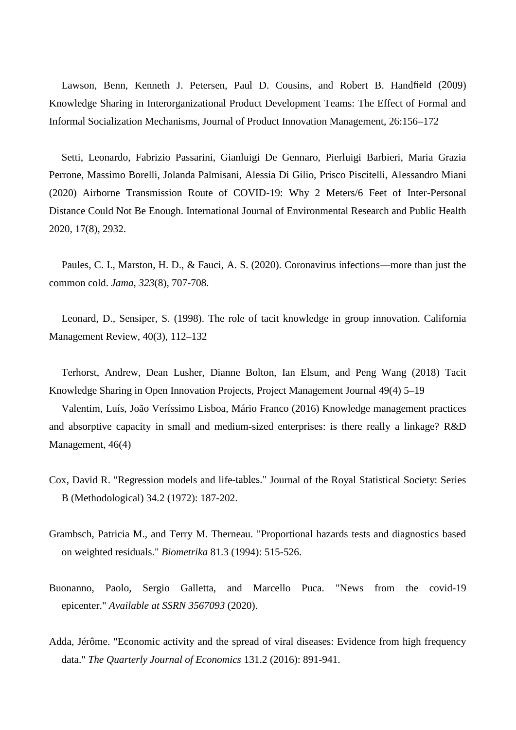Lawson, Benn, Kenneth J. Petersen, Paul D. Cousins, and Robert B. Handfield (2009) Knowledge Sharing in Interorganizational Product Development Teams: The Effect of Formal and Informal Socialization Mechanisms, Journal of Product Innovation Management, 26:156–172

Setti, Leonardo, Fabrizio Passarini, Gianluigi De Gennaro, Pierluigi Barbieri, Maria Grazia Perrone, Massimo Borelli, Jolanda Palmisani, Alessia Di Gilio, Prisco Piscitelli, Alessandro Miani (2020) Airborne Transmission Route of COVID-19: Why 2 Meters/6 Feet of Inter-Personal Distance Could Not Be Enough. International Journal of Environmental Research and Public Health 2020, 17(8), 2932.

Paules, C. I., Marston, H. D., & Fauci, A. S. (2020). Coronavirus infections—more than just the common cold. *Jama*, *323*(8), 707-708.

Leonard, D., Sensiper, S. (1998). The role of tacit knowledge in group innovation. California Management Review, 40(3), 112–132

Terhorst, Andrew, Dean Lusher, Dianne Bolton, Ian Elsum, and Peng Wang (2018) Tacit Knowledge Sharing in Open Innovation Projects, Project Management Journal 49(4) 5–19

Valentim, Luís, João Veríssimo Lisboa, Mário Franco (2016) Knowledge management practices and absorptive capacity in small and medium-sized enterprises: is there really a linkage? R&D Management, 46(4)

Cox, David R. "Regression models and life‐tables." Journal of the Royal Statistical Society: Series B (Methodological) 34.2 (1972): 187-202.

Grambsch, Patricia M., and Terry M. Therneau. "Proportional hazards tests and diagnostics based on weighted residuals." *Biometrika* 81.3 (1994): 515-526.

Buonanno, Paolo, Sergio Galletta, and Marcello Puca. "News from the covid-19 epicenter." *Available at SSRN 3567093* (2020).

Adda, Jérôme. "Economic activity and the spread of viral diseases: Evidence from high frequency data." *The Quarterly Journal of Economics* 131.2 (2016): 891-941.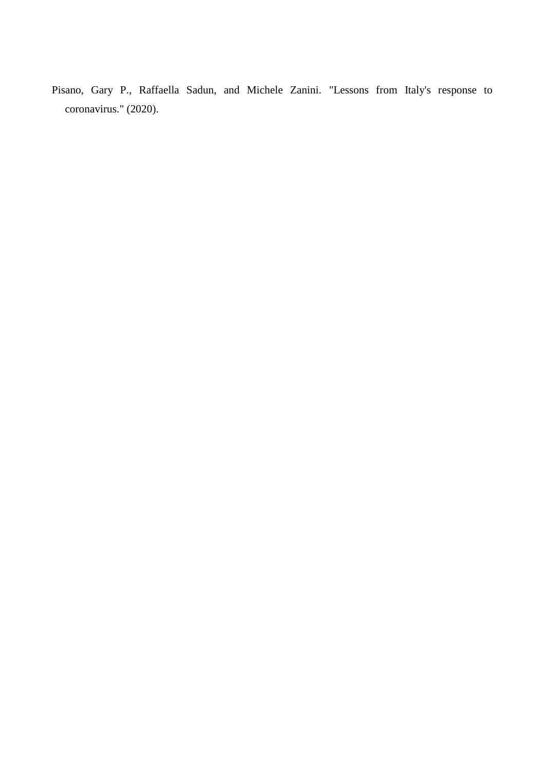Pisano, Gary P., Raffaella Sadun, and Michele Zanini. "Lessons from Italy's response to coronavirus." (2020).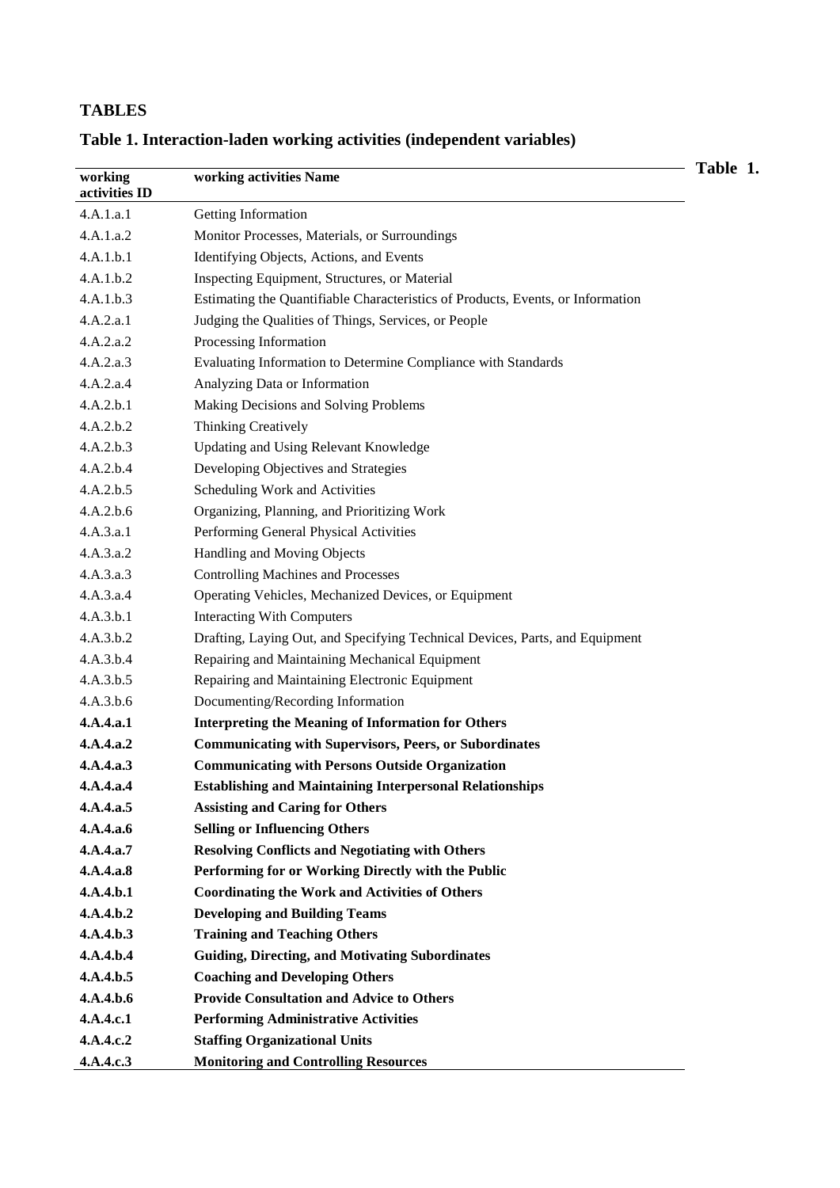## TABLES

### Table 1. Interaction-laden working activities (independent variables)

Table 1.

| working activities ID | working activities Name |
|---|---|
| 4.A.1.a.1 | Getting Information |
| 4.A.1.a.2 | Monitor Processes, Materials, or Surroundings |
| 4.A.1.b.1 | Identifying Objects, Actions, and Events |
| 4.A.1.b.2 | Inspecting Equipment, Structures, or Material |
| 4.A.1.b.3 | Estimating the Quantifiable Characteristics of Products, Events, or Information |
| 4.A.2.a.1 | Judging the Qualities of Things, Services, or People |
| 4.A.2.a.2 | Processing Information |
| 4.A.2.a.3 | Evaluating Information to Determine Compliance with Standards |
| 4.A.2.a.4 | Analyzing Data or Information |
| 4.A.2.b.1 | Making Decisions and Solving Problems |
| 4.A.2.b.2 | Thinking Creatively |
| 4.A.2.b.3 | Updating and Using Relevant Knowledge |
| 4.A.2.b.4 | Developing Objectives and Strategies |
| 4.A.2.b.5 | Scheduling Work and Activities |
| 4.A.2.b.6 | Organizing, Planning, and Prioritizing Work |
| 4.A.3.a.1 | Performing General Physical Activities |
| 4.A.3.a.2 | Handling and Moving Objects |
| 4.A.3.a.3 | Controlling Machines and Processes |
| 4.A.3.a.4 | Operating Vehicles, Mechanized Devices, or Equipment |
| 4.A.3.b.1 | Interacting With Computers |
| 4.A.3.b.2 | Drafting, Laying Out, and Specifying Technical Devices, Parts, and Equipment |
| 4.A.3.b.4 | Repairing and Maintaining Mechanical Equipment |
| 4.A.3.b.5 | Repairing and Maintaining Electronic Equipment |
| 4.A.3.b.6 | Documenting/Recording Information |
| **4.A.4.a.1** | **Interpreting the Meaning of Information for Others** |
| **4.A.4.a.2** | **Communicating with Supervisors, Peers, or Subordinates** |
| **4.A.4.a.3** | **Communicating with Persons Outside Organization** |
| **4.A.4.a.4** | **Establishing and Maintaining Interpersonal Relationships** |
| **4.A.4.a.5** | **Assisting and Caring for Others** |
| **4.A.4.a.6** | **Selling or Influencing Others** |
| **4.A.4.a.7** | **Resolving Conflicts and Negotiating with Others** |
| **4.A.4.a.8** | **Performing for or Working Directly with the Public** |
| **4.A.4.b.1** | **Coordinating the Work and Activities of Others** |
| **4.A.4.b.2** | **Developing and Building Teams** |
| **4.A.4.b.3** | **Training and Teaching Others** |
| **4.A.4.b.4** | **Guiding, Directing, and Motivating Subordinates** |
| **4.A.4.b.5** | **Coaching and Developing Others** |
| **4.A.4.b.6** | **Provide Consultation and Advice to Others** |
| **4.A.4.c.1** | **Performing Administrative Activities** |
| **4.A.4.c.2** | **Staffing Organizational Units** |
| **4.A.4.c.3** | **Monitoring and Controlling Resources** |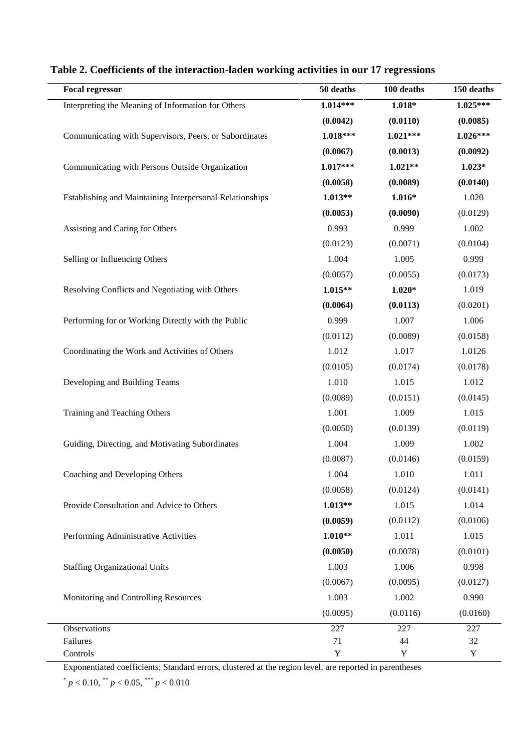**Table 2. Coefficients of the interaction-laden working activities in our 17 regressions**

| Focal regressor | 50 deaths | 100 deaths | 150 deaths |
|---|---|---|---|
| Interpreting the Meaning of Information for Others | **1.014*** ** | **1.018*** | **1.025*** ** |
| | **(0.0042)** | **(0.0110)** | **(0.0085)** |
| Communicating with Supervisors, Peers, or Subordinates | **1.018*** ** | **1.021*** ** | **1.026*** ** |
| | **(0.0067)** | **(0.0013)** | **(0.0092)** |
| Communicating with Persons Outside Organization | **1.017*** ** | **1.021** ** | **1.023*** |
| | **(0.0058)** | **(0.0089)** | **(0.0140)** |
| Establishing and Maintaining Interpersonal Relationships | **1.013** ** | **1.016*** | 1.020 |
| | **(0.0053)** | **(0.0090)** | (0.0129) |
| Assisting and Caring for Others | 0.993 | 0.999 | 1.002 |
| | (0.0123) | (0.0071) | (0.0104) |
| Selling or Influencing Others | 1.004 | 1.005 | 0.999 |
| | (0.0057) | (0.0055) | (0.0173) |
| Resolving Conflicts and Negotiating with Others | **1.015** ** | **1.020*** | 1.019 |
| | **(0.0064)** | **(0.0113)** | (0.0201) |
| Performing for or Working Directly with the Public | 0.999 | 1.007 | 1.006 |
| | (0.0112) | (0.0089) | (0.0158) |
| Coordinating the Work and Activities of Others | 1.012 | 1.017 | 1.0126 |
| | (0.0105) | (0.0174) | (0.0178) |
| Developing and Building Teams | 1.010 | 1.015 | 1.012 |
| | (0.0089) | (0.0151) | (0.0145) |
| Training and Teaching Others | 1.001 | 1.009 | 1.015 |
| | (0.0050) | (0.0139) | (0.0119) |
| Guiding, Directing, and Motivating Subordinates | 1.004 | 1.009 | 1.002 |
| | (0.0087) | (0.0146) | (0.0159) |
| Coaching and Developing Others | 1.004 | 1.010 | 1.011 |
| | (0.0058) | (0.0124) | (0.0141) |
| Provide Consultation and Advice to Others | **1.013** ** | 1.015 | 1.014 |
| | **(0.0059)** | (0.0112) | (0.0106) |
| Performing Administrative Activities | **1.010** ** | 1.011 | 1.015 |
| | **(0.0050)** | (0.0078) | (0.0101) |
| Staffing Organizational Units | 1.003 | 1.006 | 0.998 |
| | (0.0067) | (0.0095) | (0.0127) |
| Monitoring and Controlling Resources | 1.003 | 1.002 | 0.990 |
| | (0.0095) | (0.0116) | (0.0160) |
| Observations | 227 | 227 | 227 |
| Failures | 71 | 44 | 32 |
| Controls | Y | Y | Y |

Exponentiated coefficients; Standard errors, clustered at the region level, are reported in parentheses

$^{*}$ $p < 0.10$, $^{**}$ $p < 0.05$, $^{***}$ $p < 0.010$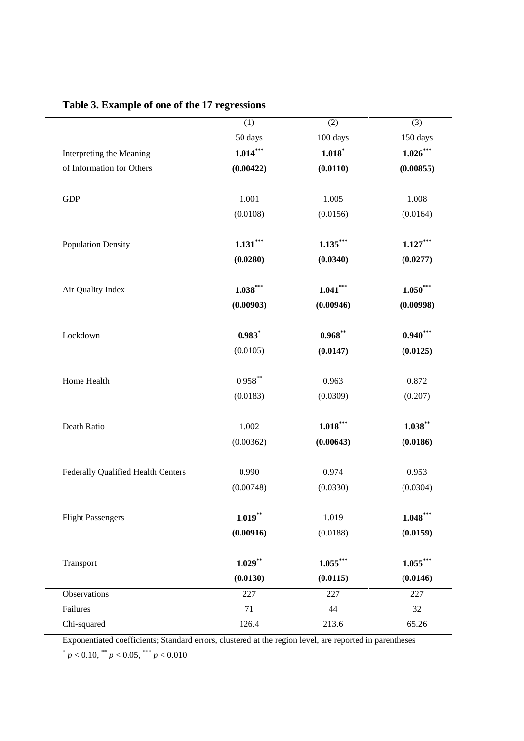**Table 3. Example of one of the 17 regressions**

| | (1) | (2) | (3) |
|---|---|---|---|
| | 50 days | 100 days | 150 days |
| Interpreting the Meaning of Information for Others | **1.014*** ** | **1.018*** | **1.026*** ** |
| | **(0.00422)** | **(0.0110)** | **(0.00855)** |
| GDP | 1.001 | 1.005 | 1.008 |
| | (0.0108) | (0.0156) | (0.0164) |
| Population Density | **1.131*** ** | **1.135*** ** | **1.127*** ** |
| | **(0.0280)** | **(0.0340)** | **(0.0277)** |
| Air Quality Index | **1.038*** ** | **1.041*** ** | **1.050*** ** |
| | **(0.00903)** | **(0.00946)** | **(0.00998)** |
| Lockdown | **0.983*** | **0.968** ** | **0.940*** ** |
| | (0.0105) | **(0.0147)** | **(0.0125)** |
| Home Health | 0.958** | 0.963 | 0.872 |
| | (0.0183) | (0.0309) | (0.207) |
| Death Ratio | 1.002 | **1.018*** ** | **1.038** ** |
| | (0.00362) | **(0.00643)** | **(0.0186)** |
| Federally Qualified Health Centers | 0.990 | 0.974 | 0.953 |
| | (0.00748) | (0.0330) | (0.0304) |
| Flight Passengers | **1.019** ** | 1.019 | **1.048*** ** |
| | **(0.00916)** | (0.0188) | **(0.0159)** |
| Transport | **1.029** ** | **1.055*** ** | **1.055*** ** |
| | **(0.0130)** | **(0.0115)** | **(0.0146)** |
| Observations | 227 | 227 | 227 |
| Failures | 71 | 44 | 32 |
| Chi-squared | 126.4 | 213.6 | 65.26 |

Exponentiated coefficients; Standard errors, clustered at the region level, are reported in parentheses

\* $p < 0.10$, ** $p < 0.05$, *** $p < 0.010$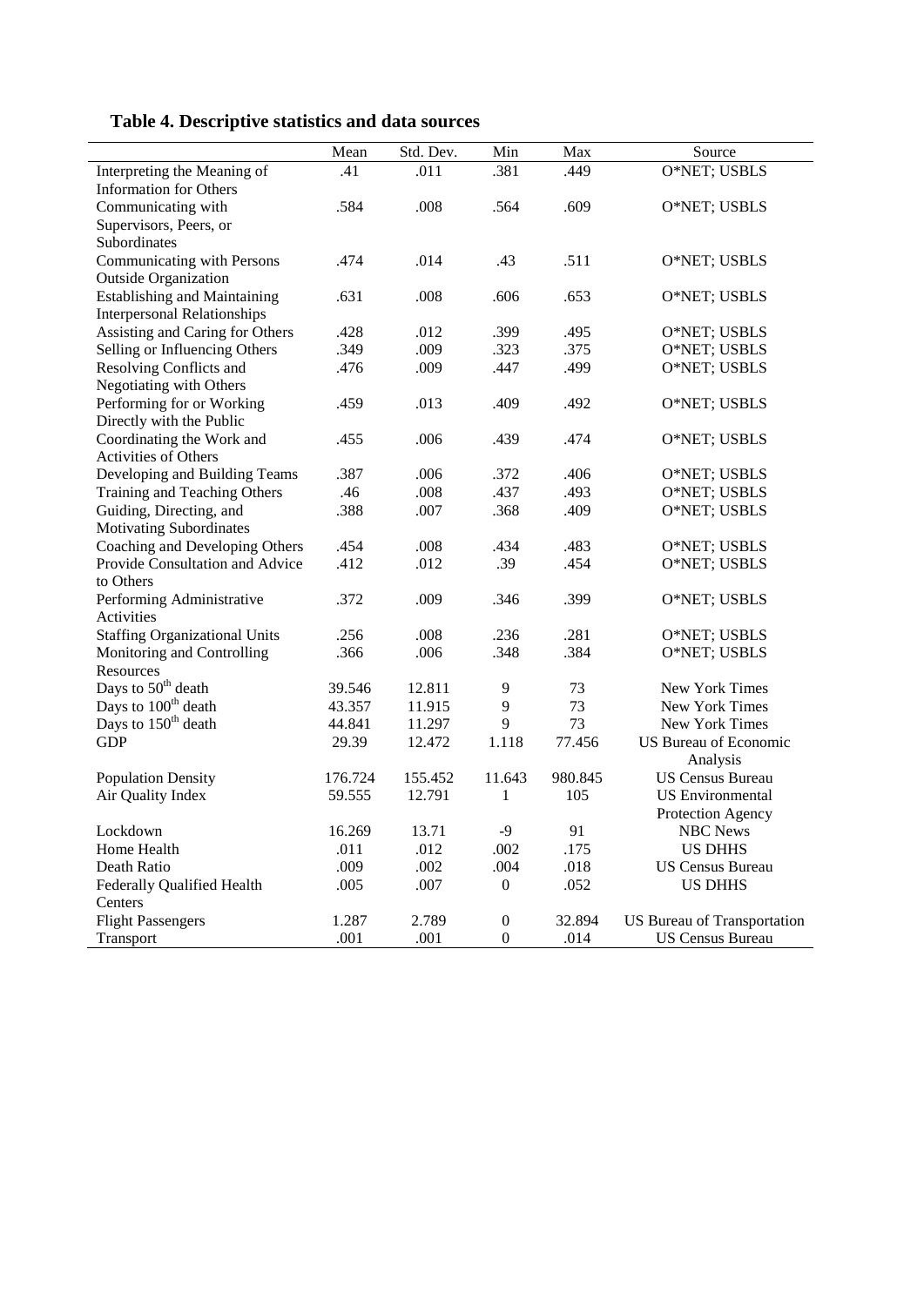**Table 4. Descriptive statistics and data sources**

| | Mean | Std. Dev. | Min | Max | Source |
|---|---|---|---|---|---|
| Interpreting the Meaning of Information for Others | .41 | .011 | .381 | .449 | O*NET; USBLS |
| Communicating with Supervisors, Peers, or Subordinates | .584 | .008 | .564 | .609 | O*NET; USBLS |
| Communicating with Persons Outside Organization | .474 | .014 | .43 | .511 | O*NET; USBLS |
| Establishing and Maintaining Interpersonal Relationships | .631 | .008 | .606 | .653 | O*NET; USBLS |
| Assisting and Caring for Others | .428 | .012 | .399 | .495 | O*NET; USBLS |
| Selling or Influencing Others | .349 | .009 | .323 | .375 | O*NET; USBLS |
| Resolving Conflicts and Negotiating with Others | .476 | .009 | .447 | .499 | O*NET; USBLS |
| Performing for or Working Directly with the Public | .459 | .013 | .409 | .492 | O*NET; USBLS |
| Coordinating the Work and Activities of Others | .455 | .006 | .439 | .474 | O*NET; USBLS |
| Developing and Building Teams | .387 | .006 | .372 | .406 | O*NET; USBLS |
| Training and Teaching Others | .46 | .008 | .437 | .493 | O*NET; USBLS |
| Guiding, Directing, and Motivating Subordinates | .388 | .007 | .368 | .409 | O*NET; USBLS |
| Coaching and Developing Others | .454 | .008 | .434 | .483 | O*NET; USBLS |
| Provide Consultation and Advice to Others | .412 | .012 | .39 | .454 | O*NET; USBLS |
| Performing Administrative Activities | .372 | .009 | .346 | .399 | O*NET; USBLS |
| Staffing Organizational Units | .256 | .008 | .236 | .281 | O*NET; USBLS |
| Monitoring and Controlling Resources | .366 | .006 | .348 | .384 | O*NET; USBLS |
| Days to $50^{th}$ death | 39.546 | 12.811 | 9 | 73 | New York Times |
| Days to $100^{th}$ death | 43.357 | 11.915 | 9 | 73 | New York Times |
| Days to $150^{th}$ death | 44.841 | 11.297 | 9 | 73 | New York Times |
| GDP | 29.39 | 12.472 | 1.118 | 77.456 | US Bureau of Economic Analysis |
| Population Density | 176.724 | 155.452 | 11.643 | 980.845 | US Census Bureau |
| Air Quality Index | 59.555 | 12.791 | 1 | 105 | US Environmental Protection Agency |
| Lockdown | 16.269 | 13.71 | -9 | 91 | NBC News |
| Home Health | .011 | .012 | .002 | .175 | US DHHS |
| Death Ratio | .009 | .002 | .004 | .018 | US Census Bureau |
| Federally Qualified Health Centers | .005 | .007 | 0 | .052 | US DHHS |
| Flight Passengers | 1.287 | 2.789 | 0 | 32.894 | US Bureau of Transportation |
| Transport | .001 | .001 | 0 | .014 | US Census Bureau |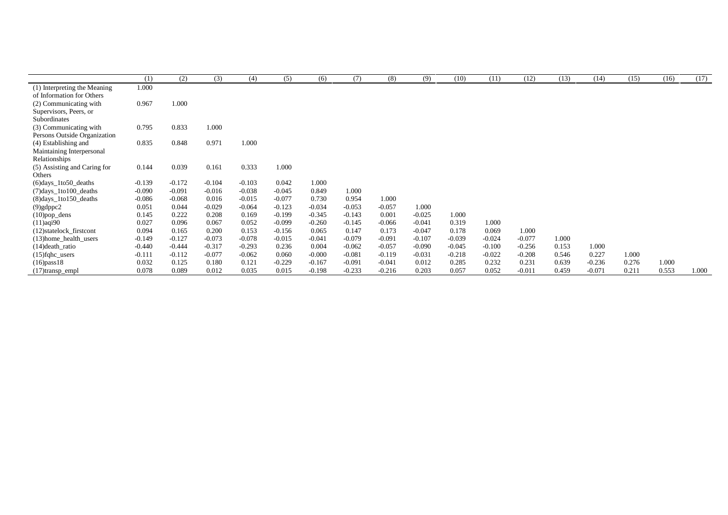| | (1) | (2) | (3) | (4) | (5) | (6) | (7) | (8) | (9) | (10) | (11) | (12) | (13) | (14) | (15) | (16) | (17) |
|---|---|---|---|---|---|---|---|---|---|---|---|---|---|---|---|---|---|
| (1) Interpreting the Meaning of Information for Others | 1.000 | | | | | | | | | | | | | | | | |
| (2) Communicating with Supervisors, Peers, or Subordinates | 0.967 | 1.000 | | | | | | | | | | | | | | | |
| (3) Communicating with Persons Outside Organization | 0.795 | 0.833 | 1.000 | | | | | | | | | | | | | | |
| (4) Establishing and Maintaining Interpersonal Relationships | 0.835 | 0.848 | 0.971 | 1.000 | | | | | | | | | | | | | |
| (5) Assisting and Caring for Others | 0.144 | 0.039 | 0.161 | 0.333 | 1.000 | | | | | | | | | | | | |
| (6)days_1to50_deaths | -0.139 | -0.172 | -0.104 | -0.103 | 0.042 | 1.000 | | | | | | | | | | | |
| (7)days_1to100_deaths | -0.090 | -0.091 | -0.016 | -0.038 | -0.045 | 0.849 | 1.000 | | | | | | | | | | |
| (8)days_1to150_deaths | -0.086 | -0.068 | 0.016 | -0.015 | -0.077 | 0.730 | 0.954 | 1.000 | | | | | | | | | |
| (9)gdppc2 | 0.051 | 0.044 | -0.029 | -0.064 | -0.123 | -0.034 | -0.053 | -0.057 | 1.000 | | | | | | | | |
| (10)pop_dens | 0.145 | 0.222 | 0.208 | 0.169 | -0.199 | -0.345 | -0.143 | 0.001 | -0.025 | 1.000 | | | | | | | |
| (11)aqi90 | 0.027 | 0.096 | 0.067 | 0.052 | -0.099 | -0.260 | -0.145 | -0.066 | -0.041 | 0.319 | 1.000 | | | | | | |
| (12)statelock_firstcont | 0.094 | 0.165 | 0.200 | 0.153 | -0.156 | 0.065 | 0.147 | 0.173 | -0.047 | 0.178 | 0.069 | 1.000 | | | | | |
| (13)home_health_users | -0.149 | -0.127 | -0.073 | -0.078 | -0.015 | -0.041 | -0.079 | -0.091 | -0.107 | -0.039 | -0.024 | -0.077 | 1.000 | | | | |
| (14)death_ratio | -0.440 | -0.444 | -0.317 | -0.293 | 0.236 | 0.004 | -0.062 | -0.057 | -0.090 | -0.045 | -0.100 | -0.256 | 0.153 | 1.000 | | | |
| (15)fqhc_users | -0.111 | -0.112 | -0.077 | -0.062 | 0.060 | -0.000 | -0.081 | -0.119 | -0.031 | -0.218 | -0.022 | -0.208 | 0.546 | 0.227 | 1.000 | | |
| (16)pass18 | 0.032 | 0.125 | 0.180 | 0.121 | -0.229 | -0.167 | -0.091 | -0.041 | 0.012 | 0.285 | 0.232 | 0.231 | 0.639 | -0.236 | 0.276 | 1.000 | |
| (17)transp_empl | 0.078 | 0.089 | 0.012 | 0.035 | 0.015 | -0.198 | -0.233 | -0.216 | 0.203 | 0.057 | 0.052 | -0.011 | 0.459 | -0.071 | 0.211 | 0.553 | 1.000 |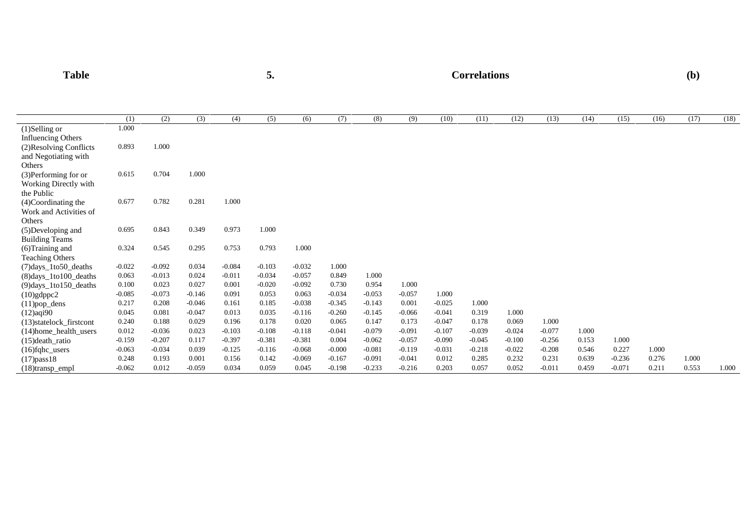**Table 5. Correlations (b)**

| | (1) | (2) | (3) | (4) | (5) | (6) | (7) | (8) | (9) | (10) | (11) | (12) | (13) | (14) | (15) | (16) | (17) | (18) |
|---|---|---|---|---|---|---|---|---|---|---|---|---|---|---|---|---|---|---|
| (1)Selling or Influencing Others | 1.000 | | | | | | | | | | | | | | | | | |
| (2)Resolving Conflicts and Negotiating with Others | 0.893 | 1.000 | | | | | | | | | | | | | | | | |
| (3)Performing for or Working Directly with the Public | 0.615 | 0.704 | 1.000 | | | | | | | | | | | | | | | |
| (4)Coordinating the Work and Activities of Others | 0.677 | 0.782 | 0.281 | 1.000 | | | | | | | | | | | | | | |
| (5)Developing and Building Teams | 0.695 | 0.843 | 0.349 | 0.973 | 1.000 | | | | | | | | | | | | | |
| (6)Training and Teaching Others | 0.324 | 0.545 | 0.295 | 0.753 | 0.793 | 1.000 | | | | | | | | | | | | |
| (7)days_1to50_deaths | -0.022 | -0.092 | 0.034 | -0.084 | -0.103 | -0.032 | 1.000 | | | | | | | | | | | |
| (8)days_1to100_deaths | 0.063 | -0.013 | 0.024 | -0.011 | -0.034 | -0.057 | 0.849 | 1.000 | | | | | | | | | | |
| (9)days_1to150_deaths | 0.100 | 0.023 | 0.027 | 0.001 | -0.020 | -0.092 | 0.730 | 0.954 | 1.000 | | | | | | | | | |
| (10)gdppc2 | -0.085 | -0.073 | -0.146 | 0.091 | 0.053 | 0.063 | -0.034 | -0.053 | -0.057 | 1.000 | | | | | | | | |
| (11)pop_dens | 0.217 | 0.208 | -0.046 | 0.161 | 0.185 | -0.038 | -0.345 | -0.143 | 0.001 | -0.025 | 1.000 | | | | | | | |
| (12)aqi90 | 0.045 | 0.081 | -0.047 | 0.013 | 0.035 | -0.116 | -0.260 | -0.145 | -0.066 | -0.041 | 0.319 | 1.000 | | | | | | |
| (13)statelock_firstcont | 0.240 | 0.188 | 0.029 | 0.196 | 0.178 | 0.020 | 0.065 | 0.147 | 0.173 | -0.047 | 0.178 | 0.069 | 1.000 | | | | | |
| (14)home_health_users | 0.012 | -0.036 | 0.023 | -0.103 | -0.108 | -0.118 | -0.041 | -0.079 | -0.091 | -0.107 | -0.039 | -0.024 | -0.077 | 1.000 | | | | |
| (15)death_ratio | -0.159 | -0.207 | 0.117 | -0.397 | -0.381 | -0.381 | 0.004 | -0.062 | -0.057 | -0.090 | -0.045 | -0.100 | -0.256 | 0.153 | 1.000 | | | |
| (16)fqhc_users | -0.063 | -0.034 | 0.039 | -0.125 | -0.116 | -0.068 | -0.000 | -0.081 | -0.119 | -0.031 | -0.218 | -0.022 | -0.208 | 0.546 | 0.227 | 1.000 | | |
| (17)pass18 | 0.248 | 0.193 | 0.001 | 0.156 | 0.142 | -0.069 | -0.167 | -0.091 | -0.041 | 0.012 | 0.285 | 0.232 | 0.231 | 0.639 | -0.236 | 0.276 | 1.000 | |
| (18)transp_empl | -0.062 | 0.012 | -0.059 | 0.034 | 0.059 | 0.045 | -0.198 | -0.233 | -0.216 | 0.203 | 0.057 | 0.052 | -0.011 | 0.459 | -0.071 | 0.211 | 0.553 | 1.000 |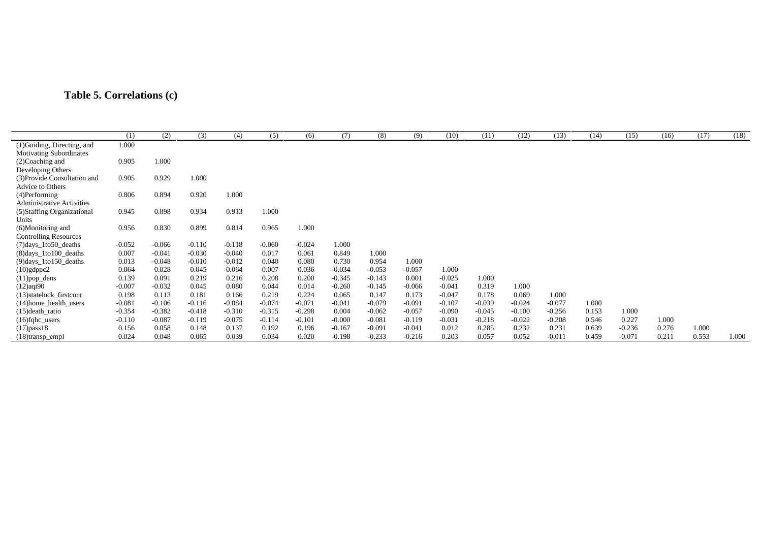## Table 5. Correlations (c)

| | (1) | (2) | (3) | (4) | (5) | (6) | (7) | (8) | (9) | (10) | (11) | (12) | (13) | (14) | (15) | (16) | (17) | (18) |
|---|---|---|---|---|---|---|---|---|---|---|---|---|---|---|---|---|---|---|
| (1)Guiding, Directing, and Motivating Subordinates | 1.000 | | | | | | | | | | | | | | | | | |
| (2)Coaching and Developing Others | 0.905 | 1.000 | | | | | | | | | | | | | | | | |
| (3)Provide Consultation and Advice to Others | 0.905 | 0.929 | 1.000 | | | | | | | | | | | | | | | |
| (4)Performing Administrative Activities | 0.806 | 0.894 | 0.920 | 1.000 | | | | | | | | | | | | | | |
| (5)Staffing Organizational Units | 0.945 | 0.898 | 0.934 | 0.913 | 1.000 | | | | | | | | | | | | | |
| (6)Monitoring and Controlling Resources | 0.956 | 0.830 | 0.899 | 0.814 | 0.965 | 1.000 | | | | | | | | | | | | |
| (7)days_1to50_deaths | -0.052 | -0.066 | -0.110 | -0.118 | -0.060 | -0.024 | 1.000 | | | | | | | | | | | |
| (8)days_1to100_deaths | 0.007 | -0.041 | -0.030 | -0.040 | 0.017 | 0.061 | 0.849 | 1.000 | | | | | | | | | | |
| (9)days_1to150_deaths | 0.013 | -0.048 | -0.010 | -0.012 | 0.040 | 0.080 | 0.730 | 0.954 | 1.000 | | | | | | | | | |
| (10)gdppc2 | 0.064 | 0.028 | 0.045 | -0.064 | 0.007 | 0.036 | -0.034 | -0.053 | -0.057 | 1.000 | | | | | | | | |
| (11)pop_dens | 0.139 | 0.091 | 0.219 | 0.216 | 0.208 | 0.200 | -0.345 | -0.143 | 0.001 | -0.025 | 1.000 | | | | | | | |
| (12)aqi90 | -0.007 | -0.032 | 0.045 | 0.080 | 0.044 | 0.014 | -0.260 | -0.145 | -0.066 | -0.041 | 0.319 | 1.000 | | | | | | |
| (13)statelock_firstcont | 0.198 | 0.113 | 0.181 | 0.166 | 0.219 | 0.224 | 0.065 | 0.147 | 0.173 | -0.047 | 0.178 | 0.069 | 1.000 | | | | | |
| (14)home_health_users | -0.081 | -0.106 | -0.116 | -0.084 | -0.074 | -0.071 | -0.041 | -0.079 | -0.091 | -0.107 | -0.039 | -0.024 | -0.077 | 1.000 | | | | |
| (15)death_ratio | -0.354 | -0.382 | -0.418 | -0.310 | -0.315 | -0.298 | 0.004 | -0.062 | -0.057 | -0.090 | -0.045 | -0.100 | -0.256 | 0.153 | 1.000 | | | |
| (16)fqhc_users | -0.110 | -0.087 | -0.119 | -0.075 | -0.114 | -0.101 | -0.000 | -0.081 | -0.119 | -0.031 | -0.218 | -0.022 | -0.208 | 0.546 | 0.227 | 1.000 | | |
| (17)pass18 | 0.156 | 0.058 | 0.148 | 0.137 | 0.192 | 0.196 | -0.167 | -0.091 | -0.041 | 0.012 | 0.285 | 0.232 | 0.231 | 0.639 | -0.236 | 0.276 | 1.000 | |
| (18)transp_empl | 0.024 | 0.048 | 0.065 | 0.039 | 0.034 | 0.020 | -0.198 | -0.233 | -0.216 | 0.203 | 0.057 | 0.052 | -0.011 | 0.459 | -0.071 | 0.211 | 0.553 | 1.000 |